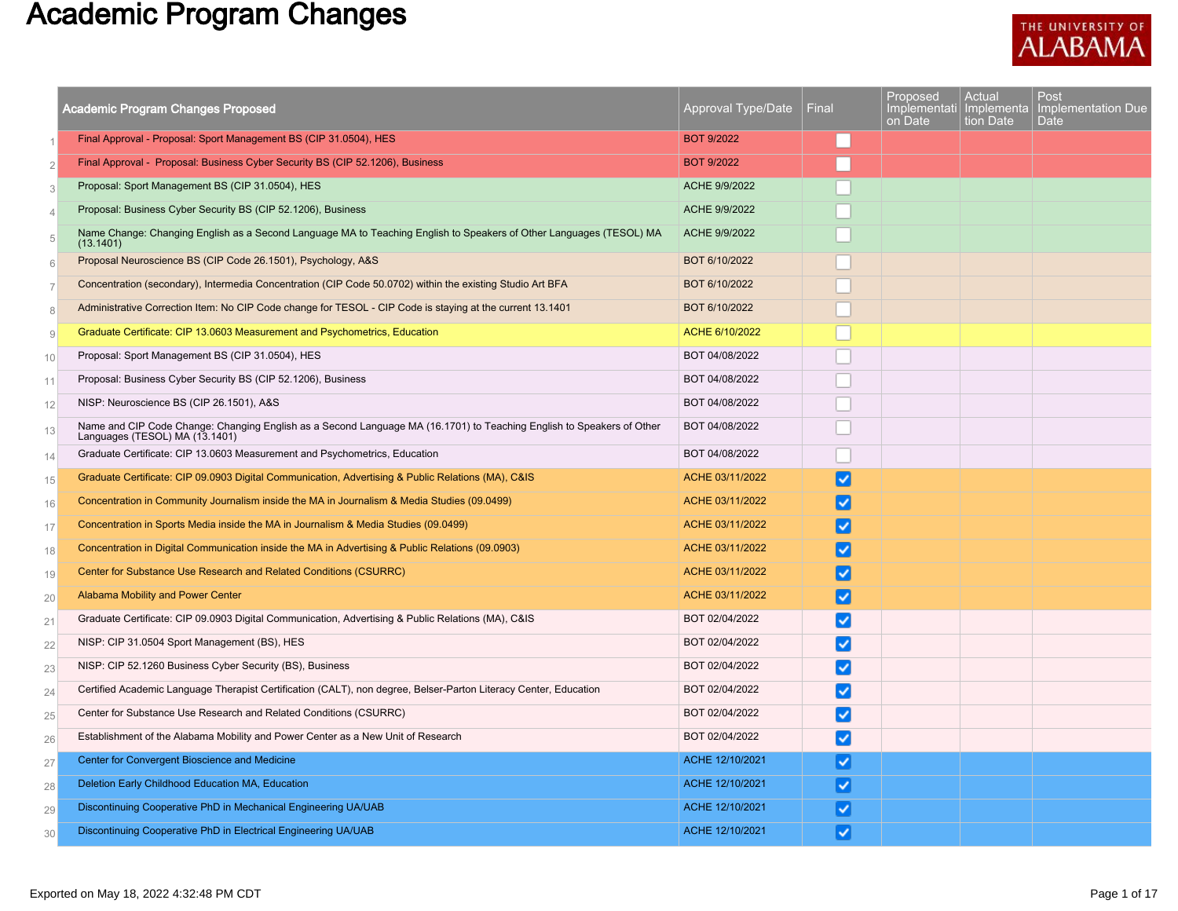# Academic Program Changes

| | Academic Program Changes Proposed | Approval Type/Date | Final | Proposed Implementation Date | Actual Implementation Date | Post Implementation Due Date |
|---|---|---|---|---|---|---|
| 1 | Final Approval - Proposal: Sport Management BS (CIP 31.0504), HES | BOT 9/2022 | ☐ | | | |
| 2 | Final Approval - Proposal: Business Cyber Security BS (CIP 52.1206), Business | BOT 9/2022 | ☐ | | | |
| 3 | Proposal: Sport Management BS (CIP 31.0504), HES | ACHE 9/9/2022 | ☐ | | | |
| 4 | Proposal: Business Cyber Security BS (CIP 52.1206), Business | ACHE 9/9/2022 | ☐ | | | |
| 5 | Name Change: Changing English as a Second Language MA to Teaching English to Speakers of Other Languages (TESOL) MA (13.1401) | ACHE 9/9/2022 | ☐ | | | |
| 6 | Proposal Neuroscience BS (CIP Code 26.1501), Psychology, A&S | BOT 6/10/2022 | ☐ | | | |
| 7 | Concentration (secondary), Intermedia Concentration (CIP Code 50.0702) within the existing Studio Art BFA | BOT 6/10/2022 | ☐ | | | |
| 8 | Administrative Correction Item: No CIP Code change for TESOL - CIP Code is staying at the current 13.1401 | BOT 6/10/2022 | ☐ | | | |
| 9 | Graduate Certificate: CIP 13.0603 Measurement and Psychometrics, Education | ACHE 6/10/2022 | ☐ | | | |
| 10 | Proposal: Sport Management BS (CIP 31.0504), HES | BOT 04/08/2022 | ☐ | | | |
| 11 | Proposal: Business Cyber Security BS (CIP 52.1206), Business | BOT 04/08/2022 | ☐ | | | |
| 12 | NISP: Neuroscience BS (CIP 26.1501), A&S | BOT 04/08/2022 | ☐ | | | |
| 13 | Name and CIP Code Change: Changing English as a Second Language MA (16.1701) to Teaching English to Speakers of Other Languages (TESOL) MA (13.1401) | BOT 04/08/2022 | ☐ | | | |
| 14 | Graduate Certificate: CIP 13.0603 Measurement and Psychometrics, Education | BOT 04/08/2022 | ☐ | | | |
| 15 | Graduate Certificate: CIP 09.0903 Digital Communication, Advertising & Public Relations (MA), C&IS | ACHE 03/11/2022 | ☑ | | | |
| 16 | Concentration in Community Journalism inside the MA in Journalism & Media Studies (09.0499) | ACHE 03/11/2022 | ☑ | | | |
| 17 | Concentration in Sports Media inside the MA in Journalism & Media Studies (09.0499) | ACHE 03/11/2022 | ☑ | | | |
| 18 | Concentration in Digital Communication inside the MA in Advertising & Public Relations (09.0903) | ACHE 03/11/2022 | ☑ | | | |
| 19 | Center for Substance Use Research and Related Conditions (CSURRC) | ACHE 03/11/2022 | ☑ | | | |
| 20 | Alabama Mobility and Power Center | ACHE 03/11/2022 | ☑ | | | |
| 21 | Graduate Certificate: CIP 09.0903 Digital Communication, Advertising & Public Relations (MA), C&IS | BOT 02/04/2022 | ☑ | | | |
| 22 | NISP: CIP 31.0504 Sport Management (BS), HES | BOT 02/04/2022 | ☑ | | | |
| 23 | NISP: CIP 52.1260 Business Cyber Security (BS), Business | BOT 02/04/2022 | ☑ | | | |
| 24 | Certified Academic Language Therapist Certification (CALT), non degree, Belser-Parton Literacy Center, Education | BOT 02/04/2022 | ☑ | | | |
| 25 | Center for Substance Use Research and Related Conditions (CSURRC) | BOT 02/04/2022 | ☑ | | | |
| 26 | Establishment of the Alabama Mobility and Power Center as a New Unit of Research | BOT 02/04/2022 | ☑ | | | |
| 27 | Center for Convergent Bioscience and Medicine | ACHE 12/10/2021 | ☑ | | | |
| 28 | Deletion Early Childhood Education MA, Education | ACHE 12/10/2021 | ☑ | | | |
| 29 | Discontinuing Cooperative PhD in Mechanical Engineering UA/UAB | ACHE 12/10/2021 | ☑ | | | |
| 30 | Discontinuing Cooperative PhD in Electrical Engineering UA/UAB | ACHE 12/10/2021 | ☑ | | | |

Exported on May 18, 2022 4:32:48 PM CDT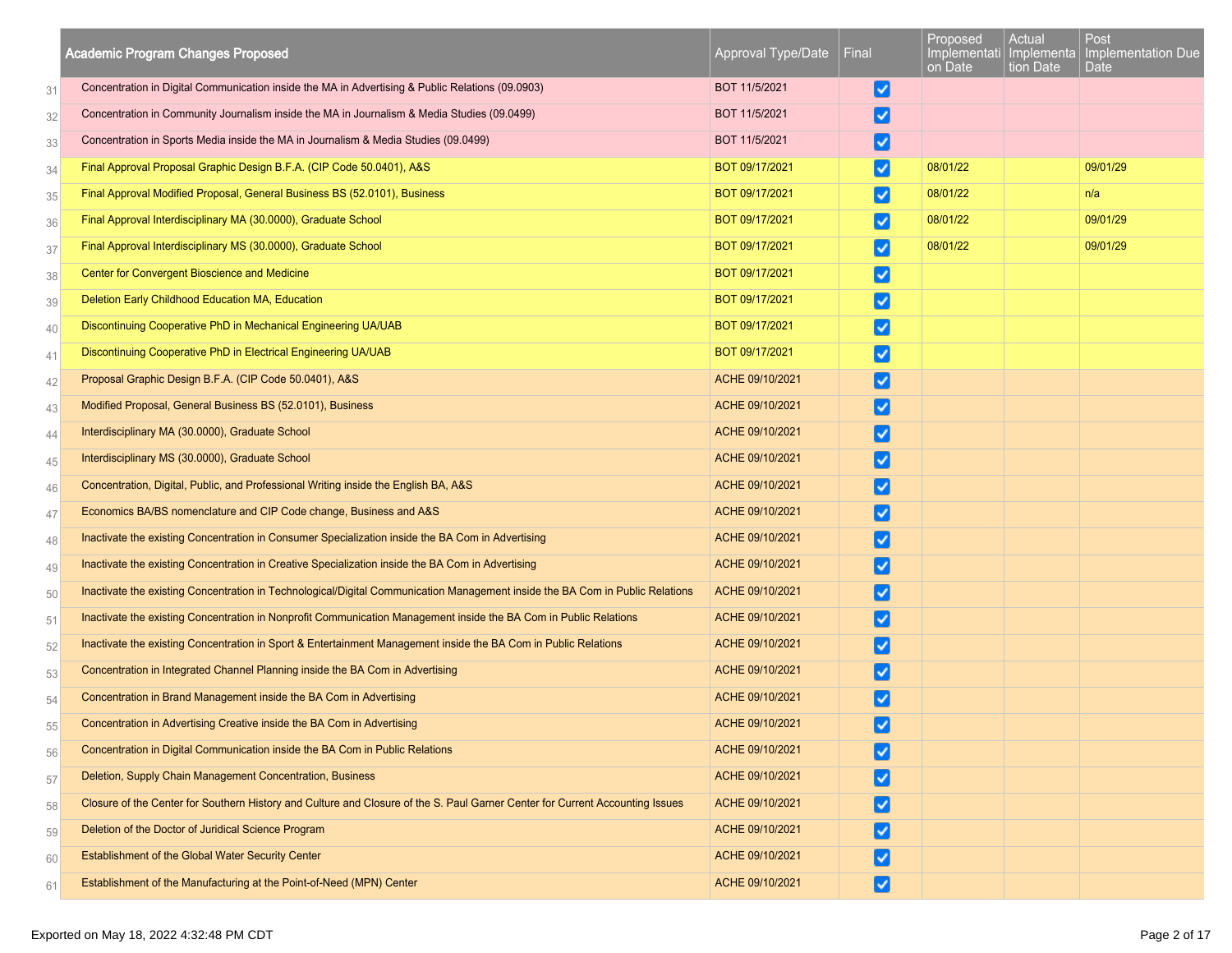| | Academic Program Changes Proposed | Approval Type/Date | Final | Proposed Implementation Date | Actual Implementation Date | Post Implementation Due Date |
|---|---|---|---|---|---|---|
| 31 | Concentration in Digital Communication inside the MA in Advertising & Public Relations (09.0903) | BOT 11/5/2021 | ☑ | | | |
| 32 | Concentration in Community Journalism inside the MA in Journalism & Media Studies (09.0499) | BOT 11/5/2021 | ☑ | | | |
| 33 | Concentration in Sports Media inside the MA in Journalism & Media Studies (09.0499) | BOT 11/5/2021 | ☑ | | | |
| 34 | Final Approval Proposal Graphic Design B.F.A. (CIP Code 50.0401), A&S | BOT 09/17/2021 | ☑ | 08/01/22 | | 09/01/29 |
| 35 | Final Approval Modified Proposal, General Business BS (52.0101), Business | BOT 09/17/2021 | ☑ | 08/01/22 | | n/a |
| 36 | Final Approval Interdisciplinary MA (30.0000), Graduate School | BOT 09/17/2021 | ☑ | 08/01/22 | | 09/01/29 |
| 37 | Final Approval Interdisciplinary MS (30.0000), Graduate School | BOT 09/17/2021 | ☑ | 08/01/22 | | 09/01/29 |
| 38 | Center for Convergent Bioscience and Medicine | BOT 09/17/2021 | ☑ | | | |
| 39 | Deletion Early Childhood Education MA, Education | BOT 09/17/2021 | ☑ | | | |
| 40 | Discontinuing Cooperative PhD in Mechanical Engineering UA/UAB | BOT 09/17/2021 | ☑ | | | |
| 41 | Discontinuing Cooperative PhD in Electrical Engineering UA/UAB | BOT 09/17/2021 | ☑ | | | |
| 42 | Proposal Graphic Design B.F.A. (CIP Code 50.0401), A&S | ACHE 09/10/2021 | ☑ | | | |
| 43 | Modified Proposal, General Business BS (52.0101), Business | ACHE 09/10/2021 | ☑ | | | |
| 44 | Interdisciplinary MA (30.0000), Graduate School | ACHE 09/10/2021 | ☑ | | | |
| 45 | Interdisciplinary MS (30.0000), Graduate School | ACHE 09/10/2021 | ☑ | | | |
| 46 | Concentration, Digital, Public, and Professional Writing inside the English BA, A&S | ACHE 09/10/2021 | ☑ | | | |
| 47 | Economics BA/BS nomenclature and CIP Code change, Business and A&S | ACHE 09/10/2021 | ☑ | | | |
| 48 | Inactivate the existing Concentration in Consumer Specialization inside the BA Com in Advertising | ACHE 09/10/2021 | ☑ | | | |
| 49 | Inactivate the existing Concentration in Creative Specialization inside the BA Com in Advertising | ACHE 09/10/2021 | ☑ | | | |
| 50 | Inactivate the existing Concentration in Technological/Digital Communication Management inside the BA Com in Public Relations | ACHE 09/10/2021 | ☑ | | | |
| 51 | Inactivate the existing Concentration in Nonprofit Communication Management inside the BA Com in Public Relations | ACHE 09/10/2021 | ☑ | | | |
| 52 | Inactivate the existing Concentration in Sport & Entertainment Management inside the BA Com in Public Relations | ACHE 09/10/2021 | ☑ | | | |
| 53 | Concentration in Integrated Channel Planning inside the BA Com in Advertising | ACHE 09/10/2021 | ☑ | | | |
| 54 | Concentration in Brand Management inside the BA Com in Advertising | ACHE 09/10/2021 | ☑ | | | |
| 55 | Concentration in Advertising Creative inside the BA Com in Advertising | ACHE 09/10/2021 | ☑ | | | |
| 56 | Concentration in Digital Communication inside the BA Com in Public Relations | ACHE 09/10/2021 | ☑ | | | |
| 57 | Deletion, Supply Chain Management Concentration, Business | ACHE 09/10/2021 | ☑ | | | |
| 58 | Closure of the Center for Southern History and Culture and Closure of the S. Paul Garner Center for Current Accounting Issues | ACHE 09/10/2021 | ☑ | | | |
| 59 | Deletion of the Doctor of Juridical Science Program | ACHE 09/10/2021 | ☑ | | | |
| 60 | Establishment of the Global Water Security Center | ACHE 09/10/2021 | ☑ | | | |
| 61 | Establishment of the Manufacturing at the Point-of-Need (MPN) Center | ACHE 09/10/2021 | ☑ | | | |

Exported on May 18, 2022 4:32:48 PM CDT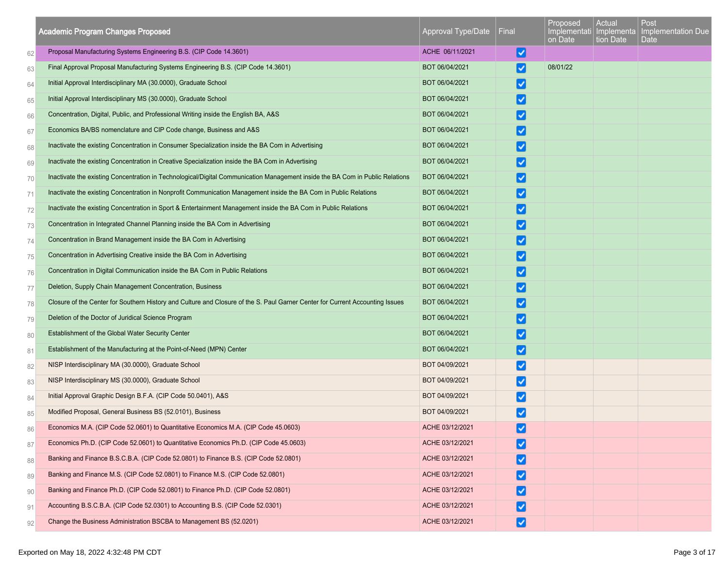| | Academic Program Changes Proposed | Approval Type/Date | Final | Proposed Implementation Date | Actual Implementation Date | Post Implementation Due Date |
|---|---|---|---|---|---|---|
| 62 | Proposal Manufacturing Systems Engineering B.S. (CIP Code 14.3601) | ACHE 06/11/2021 | ☑ | | | |
| 63 | Final Approval Proposal Manufacturing Systems Engineering B.S. (CIP Code 14.3601) | BOT 06/04/2021 | ☑ | 08/01/22 | | |
| 64 | Initial Approval Interdisciplinary MA (30.0000), Graduate School | BOT 06/04/2021 | ☑ | | | |
| 65 | Initial Approval Interdisciplinary MS (30.0000), Graduate School | BOT 06/04/2021 | ☑ | | | |
| 66 | Concentration, Digital, Public, and Professional Writing inside the English BA, A&S | BOT 06/04/2021 | ☑ | | | |
| 67 | Economics BA/BS nomenclature and CIP Code change, Business and A&S | BOT 06/04/2021 | ☑ | | | |
| 68 | Inactivate the existing Concentration in Consumer Specialization inside the BA Com in Advertising | BOT 06/04/2021 | ☑ | | | |
| 69 | Inactivate the existing Concentration in Creative Specialization inside the BA Com in Advertising | BOT 06/04/2021 | ☑ | | | |
| 70 | Inactivate the existing Concentration in Technological/Digital Communication Management inside the BA Com in Public Relations | BOT 06/04/2021 | ☑ | | | |
| 71 | Inactivate the existing Concentration in Nonprofit Communication Management inside the BA Com in Public Relations | BOT 06/04/2021 | ☑ | | | |
| 72 | Inactivate the existing Concentration in Sport & Entertainment Management inside the BA Com in Public Relations | BOT 06/04/2021 | ☑ | | | |
| 73 | Concentration in Integrated Channel Planning inside the BA Com in Advertising | BOT 06/04/2021 | ☑ | | | |
| 74 | Concentration in Brand Management inside the BA Com in Advertising | BOT 06/04/2021 | ☑ | | | |
| 75 | Concentration in Advertising Creative inside the BA Com in Advertising | BOT 06/04/2021 | ☑ | | | |
| 76 | Concentration in Digital Communication inside the BA Com in Public Relations | BOT 06/04/2021 | ☑ | | | |
| 77 | Deletion, Supply Chain Management Concentration, Business | BOT 06/04/2021 | ☑ | | | |
| 78 | Closure of the Center for Southern History and Culture and Closure of the S. Paul Garner Center for Current Accounting Issues | BOT 06/04/2021 | ☑ | | | |
| 79 | Deletion of the Doctor of Juridical Science Program | BOT 06/04/2021 | ☑ | | | |
| 80 | Establishment of the Global Water Security Center | BOT 06/04/2021 | ☑ | | | |
| 81 | Establishment of the Manufacturing at the Point-of-Need (MPN) Center | BOT 06/04/2021 | ☑ | | | |
| 82 | NISP Interdisciplinary MA (30.0000), Graduate School | BOT 04/09/2021 | ☑ | | | |
| 83 | NISP Interdisciplinary MS (30.0000), Graduate School | BOT 04/09/2021 | ☑ | | | |
| 84 | Initial Approval Graphic Design B.F.A. (CIP Code 50.0401), A&S | BOT 04/09/2021 | ☑ | | | |
| 85 | Modified Proposal, General Business BS (52.0101), Business | BOT 04/09/2021 | ☑ | | | |
| 86 | Economics M.A. (CIP Code 52.0601) to Quantitative Economics M.A. (CIP Code 45.0603) | ACHE 03/12/2021 | ☑ | | | |
| 87 | Economics Ph.D. (CIP Code 52.0601) to Quantitative Economics Ph.D. (CIP Code 45.0603) | ACHE 03/12/2021 | ☑ | | | |
| 88 | Banking and Finance B.S.C.B.A. (CIP Code 52.0801) to Finance B.S. (CIP Code 52.0801) | ACHE 03/12/2021 | ☑ | | | |
| 89 | Banking and Finance M.S. (CIP Code 52.0801) to Finance M.S. (CIP Code 52.0801) | ACHE 03/12/2021 | ☑ | | | |
| 90 | Banking and Finance Ph.D. (CIP Code 52.0801) to Finance Ph.D. (CIP Code 52.0801) | ACHE 03/12/2021 | ☑ | | | |
| 91 | Accounting B.S.C.B.A. (CIP Code 52.0301) to Accounting B.S. (CIP Code 52.0301) | ACHE 03/12/2021 | ☑ | | | |
| 92 | Change the Business Administration BSCBA to Management BS (52.0201) | ACHE 03/12/2021 | ☑ | | | |

Exported on May 18, 2022 4:32:48 PM CDT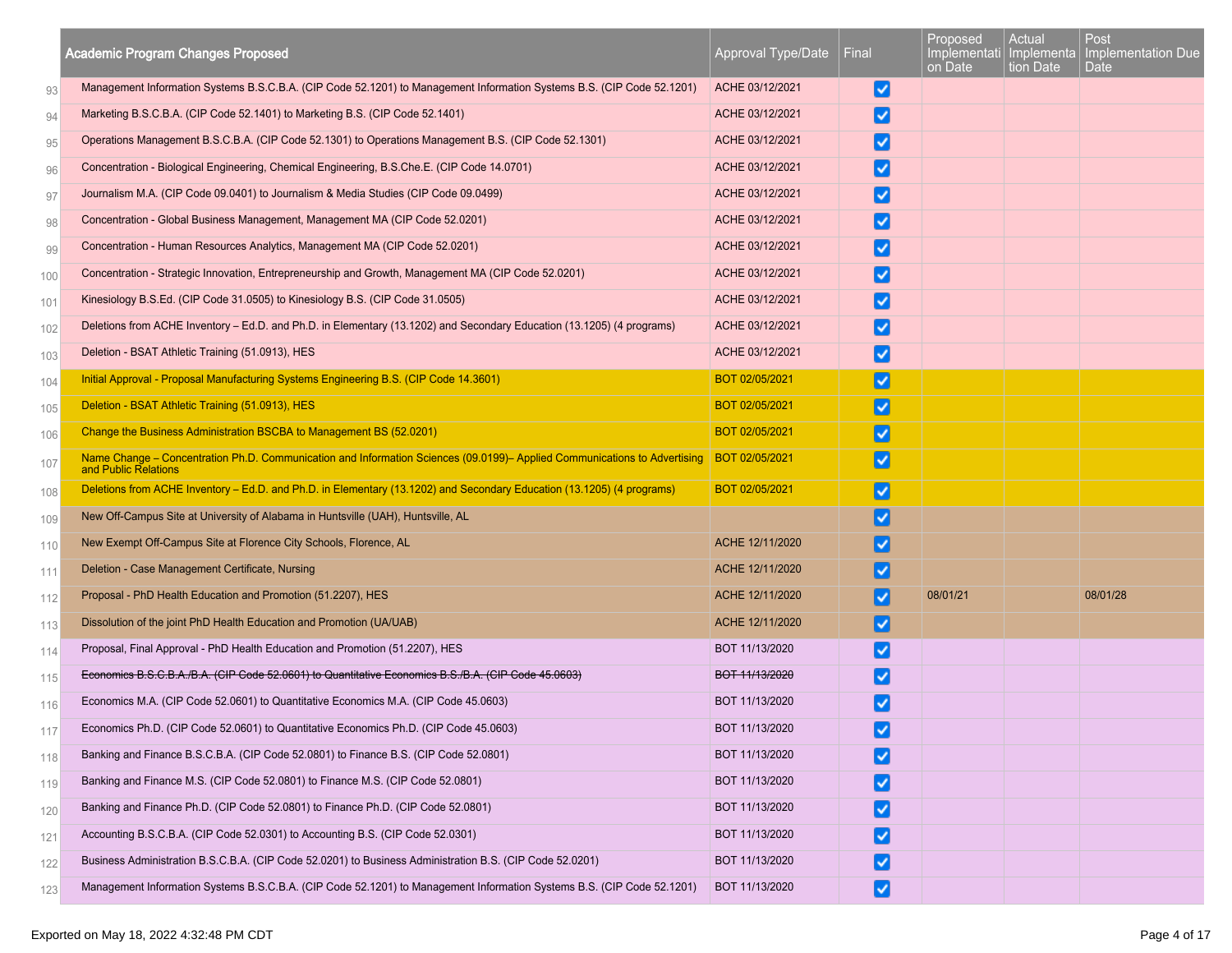| | Academic Program Changes Proposed | Approval Type/Date | Final | Proposed Implementation Date | Actual Implementation Date | Post Implementation Due Date |
|---|---|---|---|---|---|---|
| 93 | Management Information Systems B.S.C.B.A. (CIP Code 52.1201) to Management Information Systems B.S. (CIP Code 52.1201) | ACHE 03/12/2021 | ☑ | | | |
| 94 | Marketing B.S.C.B.A. (CIP Code 52.1401) to Marketing B.S. (CIP Code 52.1401) | ACHE 03/12/2021 | ☑ | | | |
| 95 | Operations Management B.S.C.B.A. (CIP Code 52.1301) to Operations Management B.S. (CIP Code 52.1301) | ACHE 03/12/2021 | ☑ | | | |
| 96 | Concentration - Biological Engineering, Chemical Engineering, B.S.Che.E. (CIP Code 14.0701) | ACHE 03/12/2021 | ☑ | | | |
| 97 | Journalism M.A. (CIP Code 09.0401) to Journalism & Media Studies (CIP Code 09.0499) | ACHE 03/12/2021 | ☑ | | | |
| 98 | Concentration - Global Business Management, Management MA (CIP Code 52.0201) | ACHE 03/12/2021 | ☑ | | | |
| 99 | Concentration - Human Resources Analytics, Management MA (CIP Code 52.0201) | ACHE 03/12/2021 | ☑ | | | |
| 100 | Concentration - Strategic Innovation, Entrepreneurship and Growth, Management MA (CIP Code 52.0201) | ACHE 03/12/2021 | ☑ | | | |
| 101 | Kinesiology B.S.Ed. (CIP Code 31.0505) to Kinesiology B.S. (CIP Code 31.0505) | ACHE 03/12/2021 | ☑ | | | |
| 102 | Deletions from ACHE Inventory – Ed.D. and Ph.D. in Elementary (13.1202) and Secondary Education (13.1205) (4 programs) | ACHE 03/12/2021 | ☑ | | | |
| 103 | Deletion - BSAT Athletic Training (51.0913), HES | ACHE 03/12/2021 | ☑ | | | |
| 104 | Initial Approval - Proposal Manufacturing Systems Engineering B.S. (CIP Code 14.3601) | BOT 02/05/2021 | ☑ | | | |
| 105 | Deletion - BSAT Athletic Training (51.0913), HES | BOT 02/05/2021 | ☑ | | | |
| 106 | Change the Business Administration BSCBA to Management BS (52.0201) | BOT 02/05/2021 | ☑ | | | |
| 107 | Name Change – Concentration Ph.D. Communication and Information Sciences (09.0199)– Applied Communications to Advertising and Public Relations | BOT 02/05/2021 | ☑ | | | |
| 108 | Deletions from ACHE Inventory – Ed.D. and Ph.D. in Elementary (13.1202) and Secondary Education (13.1205) (4 programs) | BOT 02/05/2021 | ☑ | | | |
| 109 | New Off-Campus Site at University of Alabama in Huntsville (UAH), Huntsville, AL | | ☑ | | | |
| 110 | New Exempt Off-Campus Site at Florence City Schools, Florence, AL | ACHE 12/11/2020 | ☑ | | | |
| 111 | Deletion - Case Management Certificate, Nursing | ACHE 12/11/2020 | ☑ | | | |
| 112 | Proposal - PhD Health Education and Promotion (51.2207), HES | ACHE 12/11/2020 | ☑ | 08/01/21 | | 08/01/28 |
| 113 | Dissolution of the joint PhD Health Education and Promotion (UA/UAB) | ACHE 12/11/2020 | ☑ | | | |
| 114 | Proposal, Final Approval - PhD Health Education and Promotion (51.2207), HES | BOT 11/13/2020 | ☑ | | | |
| 115 | ~~Economics B.S.C.B.A./B.A. (CIP Code 52.0601) to Quantitative Economics B.S./B.A. (CIP Code 45.0603)~~ | ~~BOT 11/13/2020~~ | ☑ | | | |
| 116 | Economics M.A. (CIP Code 52.0601) to Quantitative Economics M.A. (CIP Code 45.0603) | BOT 11/13/2020 | ☑ | | | |
| 117 | Economics Ph.D. (CIP Code 52.0601) to Quantitative Economics Ph.D. (CIP Code 45.0603) | BOT 11/13/2020 | ☑ | | | |
| 118 | Banking and Finance B.S.C.B.A. (CIP Code 52.0801) to Finance B.S. (CIP Code 52.0801) | BOT 11/13/2020 | ☑ | | | |
| 119 | Banking and Finance M.S. (CIP Code 52.0801) to Finance M.S. (CIP Code 52.0801) | BOT 11/13/2020 | ☑ | | | |
| 120 | Banking and Finance Ph.D. (CIP Code 52.0801) to Finance Ph.D. (CIP Code 52.0801) | BOT 11/13/2020 | ☑ | | | |
| 121 | Accounting B.S.C.B.A. (CIP Code 52.0301) to Accounting B.S. (CIP Code 52.0301) | BOT 11/13/2020 | ☑ | | | |
| 122 | Business Administration B.S.C.B.A. (CIP Code 52.0201) to Business Administration B.S. (CIP Code 52.0201) | BOT 11/13/2020 | ☑ | | | |
| 123 | Management Information Systems B.S.C.B.A. (CIP Code 52.1201) to Management Information Systems B.S. (CIP Code 52.1201) | BOT 11/13/2020 | ☑ | | | |

Exported on May 18, 2022 4:32:48 PM CDT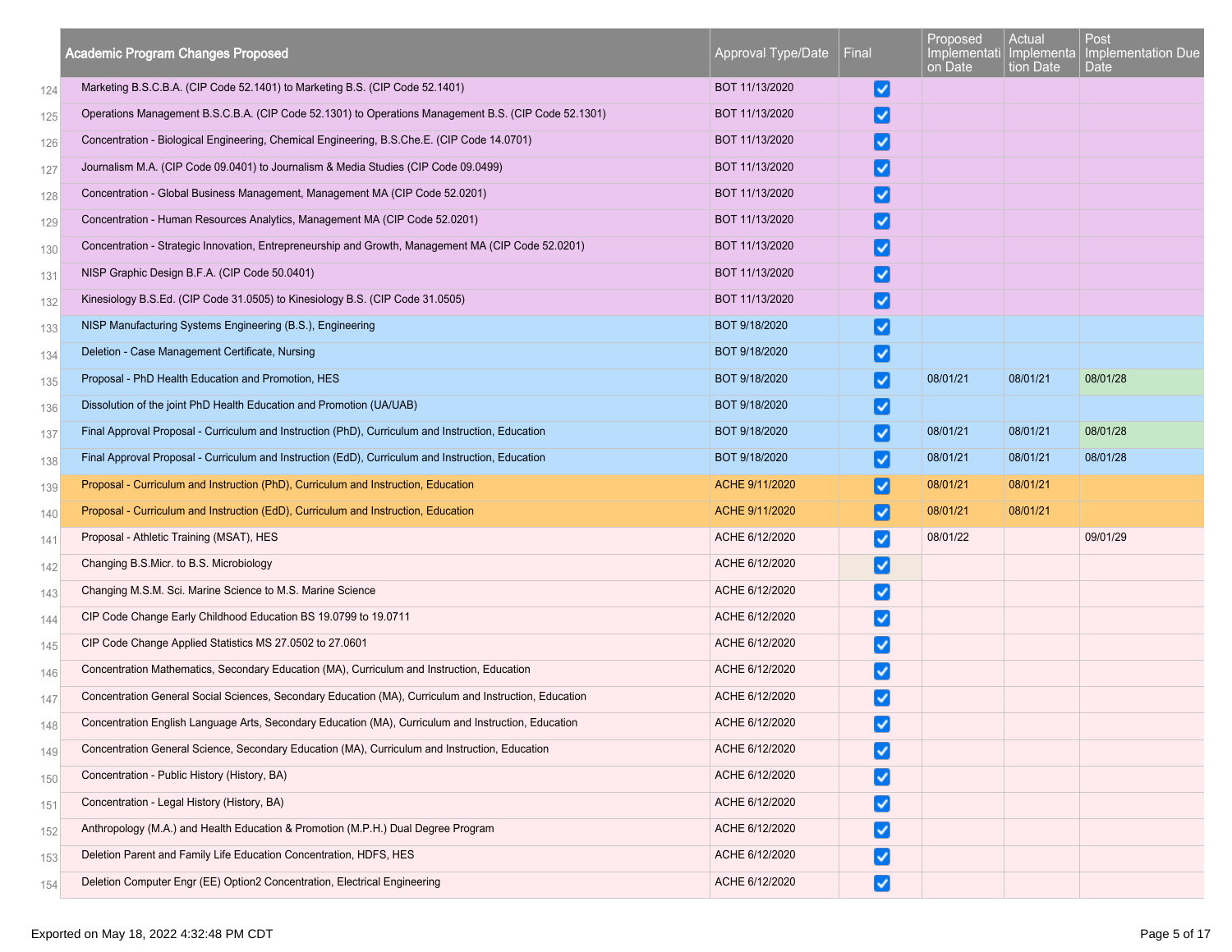| | Academic Program Changes Proposed | Approval Type/Date | Final | Proposed Implementation Date | Actual Implementation Date | Post Implementation Due Date |
|---|---|---|---|---|---|---|
| 124 | Marketing B.S.C.B.A. (CIP Code 52.1401) to Marketing B.S. (CIP Code 52.1401) | BOT 11/13/2020 | ☑ | | | |
| 125 | Operations Management B.S.C.B.A. (CIP Code 52.1301) to Operations Management B.S. (CIP Code 52.1301) | BOT 11/13/2020 | ☑ | | | |
| 126 | Concentration - Biological Engineering, Chemical Engineering, B.S.Che.E. (CIP Code 14.0701) | BOT 11/13/2020 | ☑ | | | |
| 127 | Journalism M.A. (CIP Code 09.0401) to Journalism & Media Studies (CIP Code 09.0499) | BOT 11/13/2020 | ☑ | | | |
| 128 | Concentration - Global Business Management, Management MA (CIP Code 52.0201) | BOT 11/13/2020 | ☑ | | | |
| 129 | Concentration - Human Resources Analytics, Management MA (CIP Code 52.0201) | BOT 11/13/2020 | ☑ | | | |
| 130 | Concentration - Strategic Innovation, Entrepreneurship and Growth, Management MA (CIP Code 52.0201) | BOT 11/13/2020 | ☑ | | | |
| 131 | NISP Graphic Design B.F.A. (CIP Code 50.0401) | BOT 11/13/2020 | ☑ | | | |
| 132 | Kinesiology B.S.Ed. (CIP Code 31.0505) to Kinesiology B.S. (CIP Code 31.0505) | BOT 11/13/2020 | ☑ | | | |
| 133 | NISP Manufacturing Systems Engineering (B.S.), Engineering | BOT 9/18/2020 | ☑ | | | |
| 134 | Deletion - Case Management Certificate, Nursing | BOT 9/18/2020 | ☑ | | | |
| 135 | Proposal - PhD Health Education and Promotion, HES | BOT 9/18/2020 | ☑ | 08/01/21 | 08/01/21 | 08/01/28 |
| 136 | Dissolution of the joint PhD Health Education and Promotion (UA/UAB) | BOT 9/18/2020 | ☑ | | | |
| 137 | Final Approval Proposal - Curriculum and Instruction (PhD), Curriculum and Instruction, Education | BOT 9/18/2020 | ☑ | 08/01/21 | 08/01/21 | 08/01/28 |
| 138 | Final Approval Proposal - Curriculum and Instruction (EdD), Curriculum and Instruction, Education | BOT 9/18/2020 | ☑ | 08/01/21 | 08/01/21 | 08/01/28 |
| 139 | Proposal - Curriculum and Instruction (PhD), Curriculum and Instruction, Education | ACHE 9/11/2020 | ☑ | 08/01/21 | 08/01/21 | |
| 140 | Proposal - Curriculum and Instruction (EdD), Curriculum and Instruction, Education | ACHE 9/11/2020 | ☑ | 08/01/21 | 08/01/21 | |
| 141 | Proposal - Athletic Training (MSAT), HES | ACHE 6/12/2020 | ☑ | 08/01/22 | | 09/01/29 |
| 142 | Changing B.S.Micr. to B.S. Microbiology | ACHE 6/12/2020 | ☑ | | | |
| 143 | Changing M.S.M. Sci. Marine Science to M.S. Marine Science | ACHE 6/12/2020 | ☑ | | | |
| 144 | CIP Code Change Early Childhood Education BS 19.0799 to 19.0711 | ACHE 6/12/2020 | ☑ | | | |
| 145 | CIP Code Change Applied Statistics MS 27.0502 to 27.0601 | ACHE 6/12/2020 | ☑ | | | |
| 146 | Concentration Mathematics, Secondary Education (MA), Curriculum and Instruction, Education | ACHE 6/12/2020 | ☑ | | | |
| 147 | Concentration General Social Sciences, Secondary Education (MA), Curriculum and Instruction, Education | ACHE 6/12/2020 | ☑ | | | |
| 148 | Concentration English Language Arts, Secondary Education (MA), Curriculum and Instruction, Education | ACHE 6/12/2020 | ☑ | | | |
| 149 | Concentration General Science, Secondary Education (MA), Curriculum and Instruction, Education | ACHE 6/12/2020 | ☑ | | | |
| 150 | Concentration - Public History (History, BA) | ACHE 6/12/2020 | ☑ | | | |
| 151 | Concentration - Legal History (History, BA) | ACHE 6/12/2020 | ☑ | | | |
| 152 | Anthropology (M.A.) and Health Education & Promotion (M.P.H.) Dual Degree Program | ACHE 6/12/2020 | ☑ | | | |
| 153 | Deletion Parent and Family Life Education Concentration, HDFS, HES | ACHE 6/12/2020 | ☑ | | | |
| 154 | Deletion Computer Engr (EE) Option2 Concentration, Electrical Engineering | ACHE 6/12/2020 | ☑ | | | |

Exported on May 18, 2022 4:32:48 PM CDT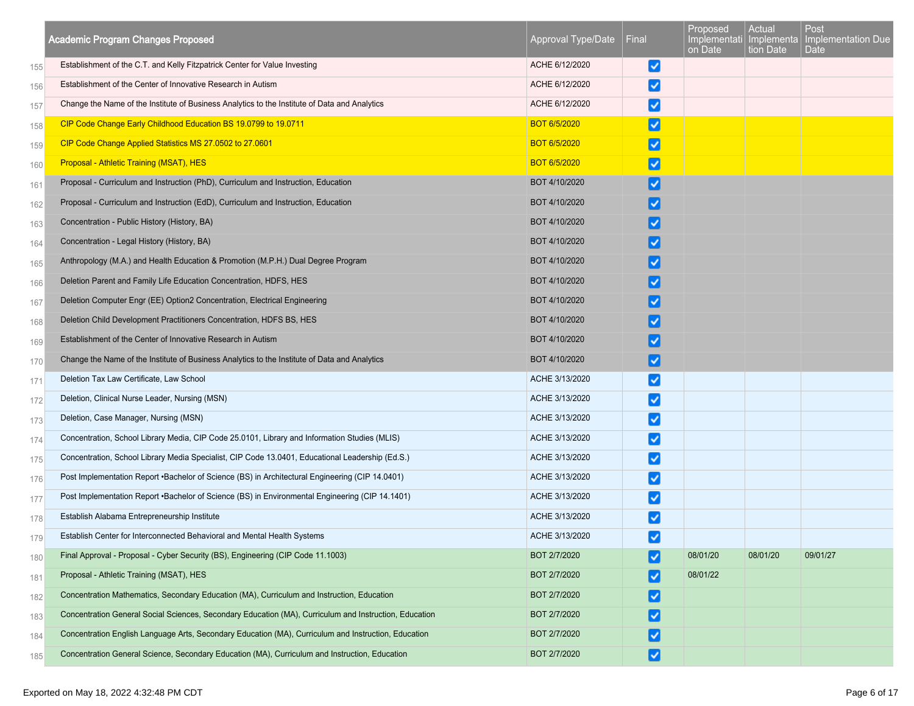|  | Academic Program Changes Proposed | Approval Type/Date | Final | Proposed Implementation Date | Actual Implementation Date | Post Implementation Due Date |
|---|---|---|---|---|---|---|
| 155 | Establishment of the C.T. and Kelly Fitzpatrick Center for Value Investing | ACHE 6/12/2020 | ☑ | | | |
| 156 | Establishment of the Center of Innovative Research in Autism | ACHE 6/12/2020 | ☑ | | | |
| 157 | Change the Name of the Institute of Business Analytics to the Institute of Data and Analytics | ACHE 6/12/2020 | ☑ | | | |
| 158 | CIP Code Change Early Childhood Education BS 19.0799 to 19.0711 | BOT 6/5/2020 | ☑ | | | |
| 159 | CIP Code Change Applied Statistics MS 27.0502 to 27.0601 | BOT 6/5/2020 | ☑ | | | |
| 160 | Proposal - Athletic Training (MSAT), HES | BOT 6/5/2020 | ☑ | | | |
| 161 | Proposal - Curriculum and Instruction (PhD), Curriculum and Instruction, Education | BOT 4/10/2020 | ☑ | | | |
| 162 | Proposal - Curriculum and Instruction (EdD), Curriculum and Instruction, Education | BOT 4/10/2020 | ☑ | | | |
| 163 | Concentration - Public History (History, BA) | BOT 4/10/2020 | ☑ | | | |
| 164 | Concentration - Legal History (History, BA) | BOT 4/10/2020 | ☑ | | | |
| 165 | Anthropology (M.A.) and Health Education & Promotion (M.P.H.) Dual Degree Program | BOT 4/10/2020 | ☑ | | | |
| 166 | Deletion Parent and Family Life Education Concentration, HDFS, HES | BOT 4/10/2020 | ☑ | | | |
| 167 | Deletion Computer Engr (EE) Option2 Concentration, Electrical Engineering | BOT 4/10/2020 | ☑ | | | |
| 168 | Deletion Child Development Practitioners Concentration, HDFS BS, HES | BOT 4/10/2020 | ☑ | | | |
| 169 | Establishment of the Center of Innovative Research in Autism | BOT 4/10/2020 | ☑ | | | |
| 170 | Change the Name of the Institute of Business Analytics to the Institute of Data and Analytics | BOT 4/10/2020 | ☑ | | | |
| 171 | Deletion Tax Law Certificate, Law School | ACHE 3/13/2020 | ☑ | | | |
| 172 | Deletion, Clinical Nurse Leader, Nursing (MSN) | ACHE 3/13/2020 | ☑ | | | |
| 173 | Deletion, Case Manager, Nursing (MSN) | ACHE 3/13/2020 | ☑ | | | |
| 174 | Concentration, School Library Media, CIP Code 25.0101, Library and Information Studies (MLIS) | ACHE 3/13/2020 | ☑ | | | |
| 175 | Concentration, School Library Media Specialist, CIP Code 13.0401, Educational Leadership (Ed.S.) | ACHE 3/13/2020 | ☑ | | | |
| 176 | Post Implementation Report •Bachelor of Science (BS) in Architectural Engineering (CIP 14.0401) | ACHE 3/13/2020 | ☑ | | | |
| 177 | Post Implementation Report •Bachelor of Science (BS) in Environmental Engineering (CIP 14.1401) | ACHE 3/13/2020 | ☑ | | | |
| 178 | Establish Alabama Entrepreneurship Institute | ACHE 3/13/2020 | ☑ | | | |
| 179 | Establish Center for Interconnected Behavioral and Mental Health Systems | ACHE 3/13/2020 | ☑ | | | |
| 180 | Final Approval - Proposal - Cyber Security (BS), Engineering (CIP Code 11.1003) | BOT 2/7/2020 | ☑ | 08/01/20 | 08/01/20 | 09/01/27 |
| 181 | Proposal - Athletic Training (MSAT), HES | BOT 2/7/2020 | ☑ | 08/01/22 | | |
| 182 | Concentration Mathematics, Secondary Education (MA), Curriculum and Instruction, Education | BOT 2/7/2020 | ☑ | | | |
| 183 | Concentration General Social Sciences, Secondary Education (MA), Curriculum and Instruction, Education | BOT 2/7/2020 | ☑ | | | |
| 184 | Concentration English Language Arts, Secondary Education (MA), Curriculum and Instruction, Education | BOT 2/7/2020 | ☑ | | | |
| 185 | Concentration General Science, Secondary Education (MA), Curriculum and Instruction, Education | BOT 2/7/2020 | ☑ | | | |

Exported on May 18, 2022 4:32:48 PM CDT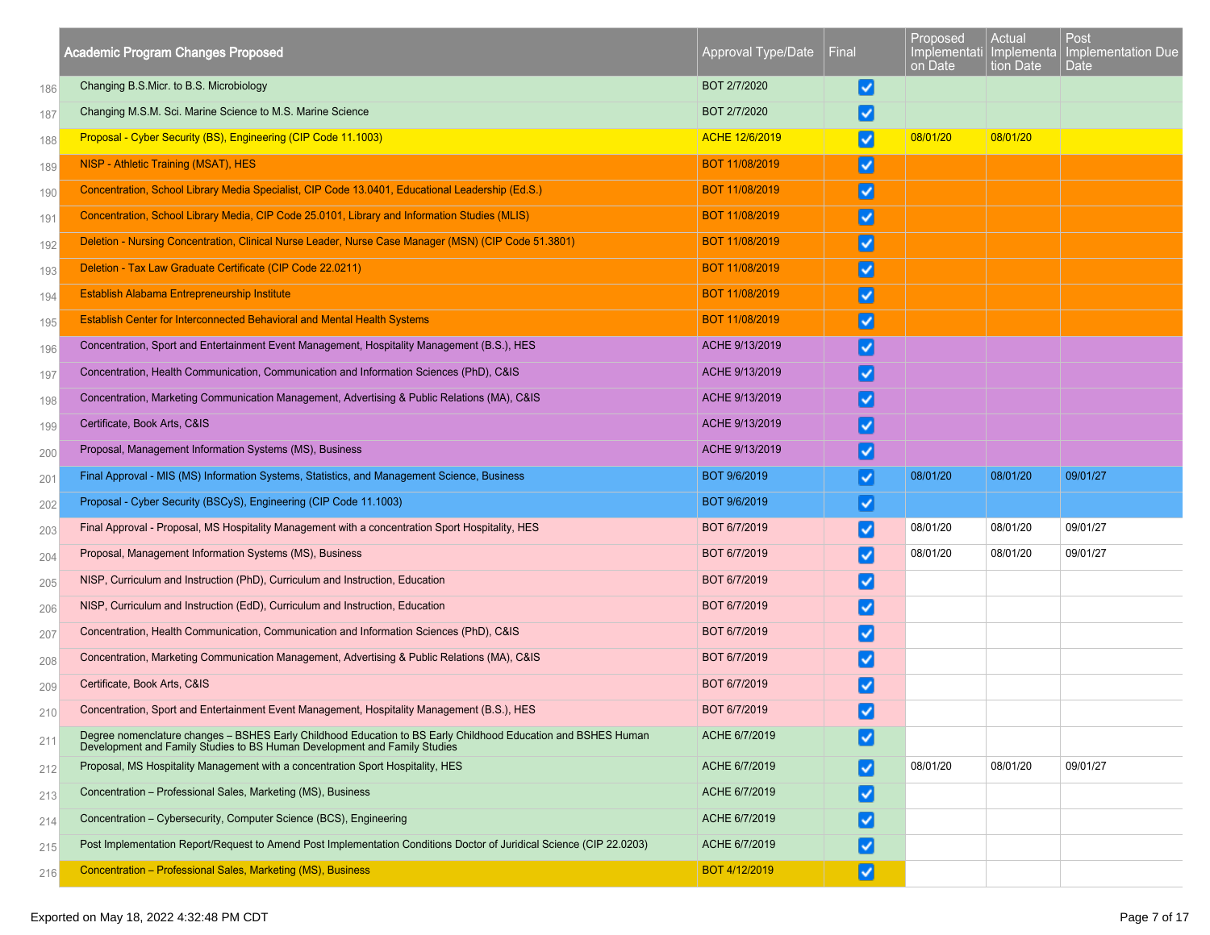| | Academic Program Changes Proposed | Approval Type/Date | Final | Proposed Implementation Date | Actual Implementation Date | Post Implementation Due Date |
|---|---|---|---|---|---|---|
| 186 | Changing B.S.Micr. to B.S. Microbiology | BOT 2/7/2020 | ☑ | | | |
| 187 | Changing M.S.M. Sci. Marine Science to M.S. Marine Science | BOT 2/7/2020 | ☑ | | | |
| 188 | Proposal - Cyber Security (BS), Engineering (CIP Code 11.1003) | ACHE 12/6/2019 | ☑ | 08/01/20 | 08/01/20 | |
| 189 | NISP - Athletic Training (MSAT), HES | BOT 11/08/2019 | ☑ | | | |
| 190 | Concentration, School Library Media Specialist, CIP Code 13.0401, Educational Leadership (Ed.S.) | BOT 11/08/2019 | ☑ | | | |
| 191 | Concentration, School Library Media, CIP Code 25.0101, Library and Information Studies (MLIS) | BOT 11/08/2019 | ☑ | | | |
| 192 | Deletion - Nursing Concentration, Clinical Nurse Leader, Nurse Case Manager (MSN) (CIP Code 51.3801) | BOT 11/08/2019 | ☑ | | | |
| 193 | Deletion - Tax Law Graduate Certificate (CIP Code 22.0211) | BOT 11/08/2019 | ☑ | | | |
| 194 | Establish Alabama Entrepreneurship Institute | BOT 11/08/2019 | ☑ | | | |
| 195 | Establish Center for Interconnected Behavioral and Mental Health Systems | BOT 11/08/2019 | ☑ | | | |
| 196 | Concentration, Sport and Entertainment Event Management, Hospitality Management (B.S.), HES | ACHE 9/13/2019 | ☑ | | | |
| 197 | Concentration, Health Communication, Communication and Information Sciences (PhD), C&IS | ACHE 9/13/2019 | ☑ | | | |
| 198 | Concentration, Marketing Communication Management, Advertising & Public Relations (MA), C&IS | ACHE 9/13/2019 | ☑ | | | |
| 199 | Certificate, Book Arts, C&IS | ACHE 9/13/2019 | ☑ | | | |
| 200 | Proposal, Management Information Systems (MS), Business | ACHE 9/13/2019 | ☑ | | | |
| 201 | Final Approval - MIS (MS) Information Systems, Statistics, and Management Science, Business | BOT 9/6/2019 | ☑ | 08/01/20 | 08/01/20 | 09/01/27 |
| 202 | Proposal - Cyber Security (BSCyS), Engineering (CIP Code 11.1003) | BOT 9/6/2019 | ☑ | | | |
| 203 | Final Approval - Proposal, MS Hospitality Management with a concentration Sport Hospitality, HES | BOT 6/7/2019 | ☑ | 08/01/20 | 08/01/20 | 09/01/27 |
| 204 | Proposal, Management Information Systems (MS), Business | BOT 6/7/2019 | ☑ | 08/01/20 | 08/01/20 | 09/01/27 |
| 205 | NISP, Curriculum and Instruction (PhD), Curriculum and Instruction, Education | BOT 6/7/2019 | ☑ | | | |
| 206 | NISP, Curriculum and Instruction (EdD), Curriculum and Instruction, Education | BOT 6/7/2019 | ☑ | | | |
| 207 | Concentration, Health Communication, Communication and Information Sciences (PhD), C&IS | BOT 6/7/2019 | ☑ | | | |
| 208 | Concentration, Marketing Communication Management, Advertising & Public Relations (MA), C&IS | BOT 6/7/2019 | ☑ | | | |
| 209 | Certificate, Book Arts, C&IS | BOT 6/7/2019 | ☑ | | | |
| 210 | Concentration, Sport and Entertainment Event Management, Hospitality Management (B.S.), HES | BOT 6/7/2019 | ☑ | | | |
| 211 | Degree nomenclature changes – BSHES Early Childhood Education to BS Early Childhood Education and BSHES Human Development and Family Studies to BS Human Development and Family Studies | ACHE 6/7/2019 | ☑ | | | |
| 212 | Proposal, MS Hospitality Management with a concentration Sport Hospitality, HES | ACHE 6/7/2019 | ☑ | 08/01/20 | 08/01/20 | 09/01/27 |
| 213 | Concentration – Professional Sales, Marketing (MS), Business | ACHE 6/7/2019 | ☑ | | | |
| 214 | Concentration – Cybersecurity, Computer Science (BCS), Engineering | ACHE 6/7/2019 | ☑ | | | |
| 215 | Post Implementation Report/Request to Amend Post Implementation Conditions Doctor of Juridical Science (CIP 22.0203) | ACHE 6/7/2019 | ☑ | | | |
| 216 | Concentration – Professional Sales, Marketing (MS), Business | BOT 4/12/2019 | ☑ | | | |

Exported on May 18, 2022 4:32:48 PM CDT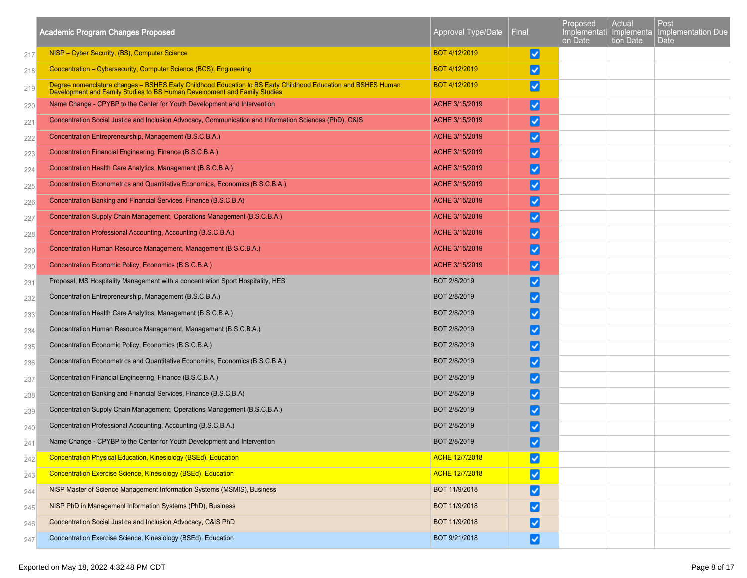| | Academic Program Changes Proposed | Approval Type/Date | Final | Proposed Implementation Date | Actual Implementation Date | Post Implementation Due Date |
|---|---|---|---|---|---|---|
| 217 | NISP – Cyber Security, (BS), Computer Science | BOT 4/12/2019 | ☑ | | | |
| 218 | Concentration – Cybersecurity, Computer Science (BCS), Engineering | BOT 4/12/2019 | ☑ | | | |
| 219 | Degree nomenclature changes – BSHES Early Childhood Education to BS Early Childhood Education and BSHES Human Development and Family Studies to BS Human Development and Family Studies | BOT 4/12/2019 | ☑ | | | |
| 220 | Name Change - CPYBP to the Center for Youth Development and Intervention | ACHE 3/15/2019 | ☑ | | | |
| 221 | Concentration Social Justice and Inclusion Advocacy, Communication and Information Sciences (PhD), C&IS | ACHE 3/15/2019 | ☑ | | | |
| 222 | Concentration Entrepreneurship, Management (B.S.C.B.A.) | ACHE 3/15/2019 | ☑ | | | |
| 223 | Concentration Financial Engineering, Finance (B.S.C.B.A.) | ACHE 3/15/2019 | ☑ | | | |
| 224 | Concentration Health Care Analytics, Management (B.S.C.B.A.) | ACHE 3/15/2019 | ☑ | | | |
| 225 | Concentration Econometrics and Quantitative Economics, Economics (B.S.C.B.A.) | ACHE 3/15/2019 | ☑ | | | |
| 226 | Concentration Banking and Financial Services, Finance (B.S.C.B.A) | ACHE 3/15/2019 | ☑ | | | |
| 227 | Concentration Supply Chain Management, Operations Management (B.S.C.B.A.) | ACHE 3/15/2019 | ☑ | | | |
| 228 | Concentration Professional Accounting, Accounting (B.S.C.B.A.) | ACHE 3/15/2019 | ☑ | | | |
| 229 | Concentration Human Resource Management, Management (B.S.C.B.A.) | ACHE 3/15/2019 | ☑ | | | |
| 230 | Concentration Economic Policy, Economics (B.S.C.B.A.) | ACHE 3/15/2019 | ☑ | | | |
| 231 | Proposal, MS Hospitality Management with a concentration Sport Hospitality, HES | BOT 2/8/2019 | ☑ | | | |
| 232 | Concentration Entrepreneurship, Management (B.S.C.B.A.) | BOT 2/8/2019 | ☑ | | | |
| 233 | Concentration Health Care Analytics, Management (B.S.C.B.A.) | BOT 2/8/2019 | ☑ | | | |
| 234 | Concentration Human Resource Management, Management (B.S.C.B.A.) | BOT 2/8/2019 | ☑ | | | |
| 235 | Concentration Economic Policy, Economics (B.S.C.B.A.) | BOT 2/8/2019 | ☑ | | | |
| 236 | Concentration Econometrics and Quantitative Economics, Economics (B.S.C.B.A.) | BOT 2/8/2019 | ☑ | | | |
| 237 | Concentration Financial Engineering, Finance (B.S.C.B.A.) | BOT 2/8/2019 | ☑ | | | |
| 238 | Concentration Banking and Financial Services, Finance (B.S.C.B.A) | BOT 2/8/2019 | ☑ | | | |
| 239 | Concentration Supply Chain Management, Operations Management (B.S.C.B.A.) | BOT 2/8/2019 | ☑ | | | |
| 240 | Concentration Professional Accounting, Accounting (B.S.C.B.A.) | BOT 2/8/2019 | ☑ | | | |
| 241 | Name Change - CPYBP to the Center for Youth Development and Intervention | BOT 2/8/2019 | ☑ | | | |
| 242 | Concentration Physical Education, Kinesiology (BSEd), Education | ACHE 12/7/2018 | ☑ | | | |
| 243 | Concentration Exercise Science, Kinesiology (BSEd), Education | ACHE 12/7/2018 | ☑ | | | |
| 244 | NISP Master of Science Management Information Systems (MSMIS), Business | BOT 11/9/2018 | ☑ | | | |
| 245 | NISP PhD in Management Information Systems (PhD), Business | BOT 11/9/2018 | ☑ | | | |
| 246 | Concentration Social Justice and Inclusion Advocacy, C&IS PhD | BOT 11/9/2018 | ☑ | | | |
| 247 | Concentration Exercise Science, Kinesiology (BSEd), Education | BOT 9/21/2018 | ☑ | | | |

Exported on May 18, 2022 4:32:48 PM CDT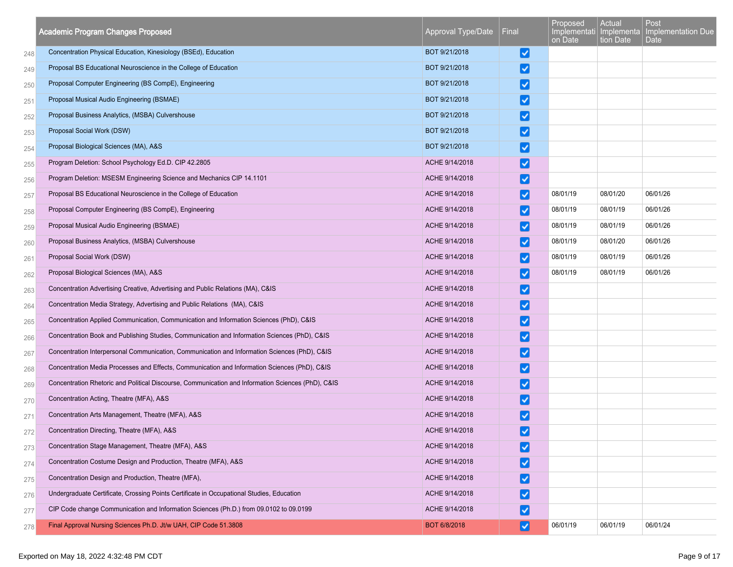| | Academic Program Changes Proposed | Approval Type/Date | Final | Proposed Implementation Date | Actual Implementation Date | Post Implementation Due Date |
|---|---|---|---|---|---|---|
| 248 | Concentration Physical Education, Kinesiology (BSEd), Education | BOT 9/21/2018 | ☑ | | | |
| 249 | Proposal BS Educational Neuroscience in the College of Education | BOT 9/21/2018 | ☑ | | | |
| 250 | Proposal Computer Engineering (BS CompE), Engineering | BOT 9/21/2018 | ☑ | | | |
| 251 | Proposal Musical Audio Engineering (BSMAE) | BOT 9/21/2018 | ☑ | | | |
| 252 | Proposal Business Analytics, (MSBA) Culvershouse | BOT 9/21/2018 | ☑ | | | |
| 253 | Proposal Social Work (DSW) | BOT 9/21/2018 | ☑ | | | |
| 254 | Proposal Biological Sciences (MA), A&S | BOT 9/21/2018 | ☑ | | | |
| 255 | Program Deletion: School Psychology Ed.D. CIP 42.2805 | ACHE 9/14/2018 | ☑ | | | |
| 256 | Program Deletion: MSESM Engineering Science and Mechanics CIP 14.1101 | ACHE 9/14/2018 | ☑ | | | |
| 257 | Proposal BS Educational Neuroscience in the College of Education | ACHE 9/14/2018 | ☑ | 08/01/19 | 08/01/20 | 06/01/26 |
| 258 | Proposal Computer Engineering (BS CompE), Engineering | ACHE 9/14/2018 | ☑ | 08/01/19 | 08/01/19 | 06/01/26 |
| 259 | Proposal Musical Audio Engineering (BSMAE) | ACHE 9/14/2018 | ☑ | 08/01/19 | 08/01/19 | 06/01/26 |
| 260 | Proposal Business Analytics, (MSBA) Culvershouse | ACHE 9/14/2018 | ☑ | 08/01/19 | 08/01/20 | 06/01/26 |
| 261 | Proposal Social Work (DSW) | ACHE 9/14/2018 | ☑ | 08/01/19 | 08/01/19 | 06/01/26 |
| 262 | Proposal Biological Sciences (MA), A&S | ACHE 9/14/2018 | ☑ | 08/01/19 | 08/01/19 | 06/01/26 |
| 263 | Concentration Advertising Creative, Advertising and Public Relations (MA), C&IS | ACHE 9/14/2018 | ☑ | | | |
| 264 | Concentration Media Strategy, Advertising and Public Relations (MA), C&IS | ACHE 9/14/2018 | ☑ | | | |
| 265 | Concentration Applied Communication, Communication and Information Sciences (PhD), C&IS | ACHE 9/14/2018 | ☑ | | | |
| 266 | Concentration Book and Publishing Studies, Communication and Information Sciences (PhD), C&IS | ACHE 9/14/2018 | ☑ | | | |
| 267 | Concentration Interpersonal Communication, Communication and Information Sciences (PhD), C&IS | ACHE 9/14/2018 | ☑ | | | |
| 268 | Concentration Media Processes and Effects, Communication and Information Sciences (PhD), C&IS | ACHE 9/14/2018 | ☑ | | | |
| 269 | Concentration Rhetoric and Political Discourse, Communication and Information Sciences (PhD), C&IS | ACHE 9/14/2018 | ☑ | | | |
| 270 | Concentration Acting, Theatre (MFA), A&S | ACHE 9/14/2018 | ☑ | | | |
| 271 | Concentration Arts Management, Theatre (MFA), A&S | ACHE 9/14/2018 | ☑ | | | |
| 272 | Concentration Directing, Theatre (MFA), A&S | ACHE 9/14/2018 | ☑ | | | |
| 273 | Concentration Stage Management, Theatre (MFA), A&S | ACHE 9/14/2018 | ☑ | | | |
| 274 | Concentration Costume Design and Production, Theatre (MFA), A&S | ACHE 9/14/2018 | ☑ | | | |
| 275 | Concentration Design and Production, Theatre (MFA), | ACHE 9/14/2018 | ☑ | | | |
| 276 | Undergraduate Certificate, Crossing Points Certificate in Occupational Studies, Education | ACHE 9/14/2018 | ☑ | | | |
| 277 | CIP Code change Communication and Information Sciences (Ph.D.) from 09.0102 to 09.0199 | ACHE 9/14/2018 | ☑ | | | |
| 278 | Final Approval Nursing Sciences Ph.D. Jt/w UAH, CIP Code 51.3808 | BOT 6/8/2018 | ☑ | 06/01/19 | 06/01/19 | 06/01/24 |

Exported on May 18, 2022 4:32:48 PM CDT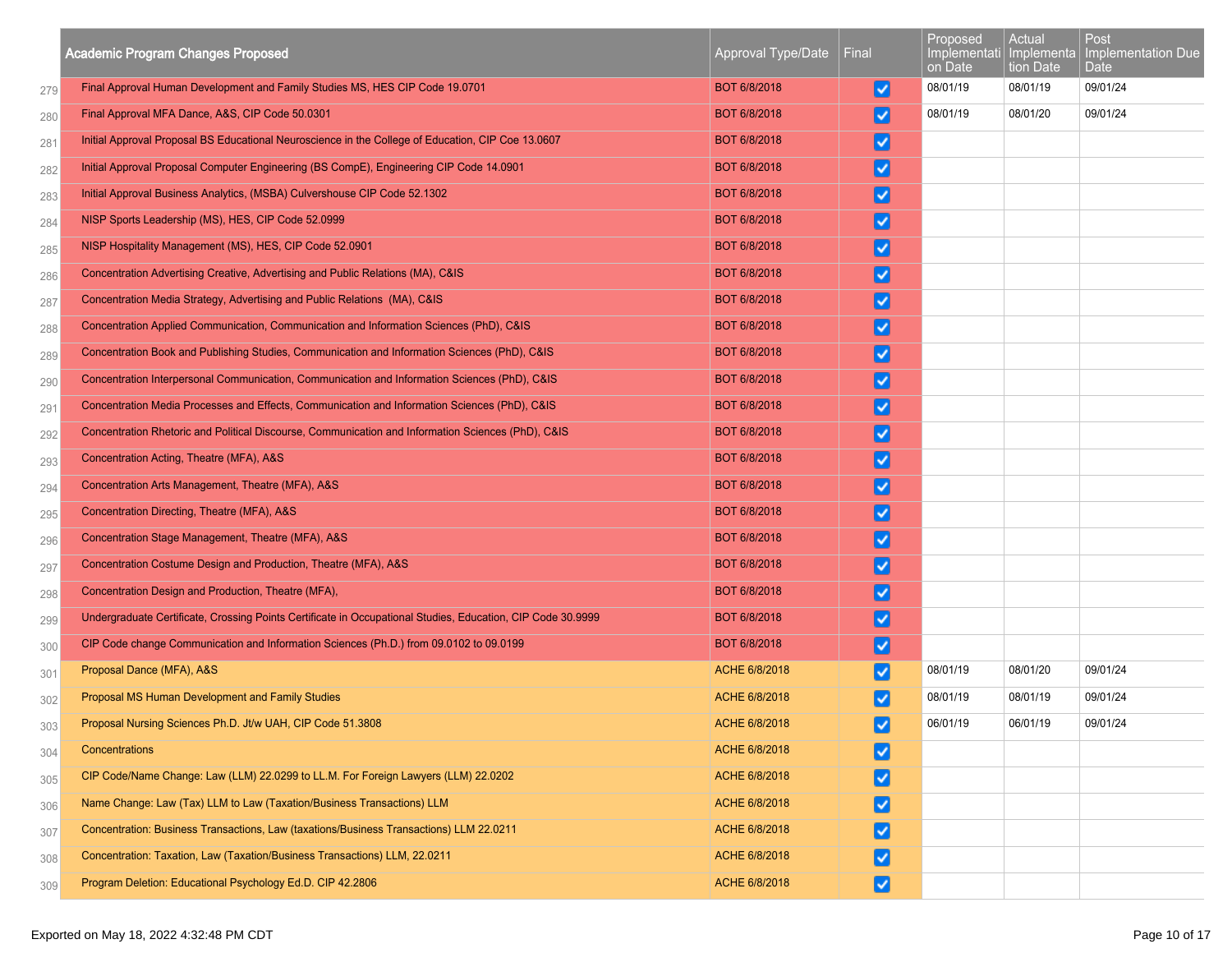|  | Academic Program Changes Proposed | Approval Type/Date | Final | Proposed Implementation Date | Actual Implementation Date | Post Implementation Due Date |
|---|---|---|---|---|---|---|
| 279 | Final Approval Human Development and Family Studies MS, HES CIP Code 19.0701 | BOT 6/8/2018 | ☑ | 08/01/19 | 08/01/19 | 09/01/24 |
| 280 | Final Approval MFA Dance, A&S, CIP Code 50.0301 | BOT 6/8/2018 | ☑ | 08/01/19 | 08/01/20 | 09/01/24 |
| 281 | Initial Approval Proposal BS Educational Neuroscience in the College of Education, CIP Coe 13.0607 | BOT 6/8/2018 | ☑ |  |  |  |
| 282 | Initial Approval Proposal Computer Engineering (BS CompE), Engineering CIP Code 14.0901 | BOT 6/8/2018 | ☑ |  |  |  |
| 283 | Initial Approval Business Analytics, (MSBA) Culvershouse CIP Code 52.1302 | BOT 6/8/2018 | ☑ |  |  |  |
| 284 | NISP Sports Leadership (MS), HES, CIP Code 52.0999 | BOT 6/8/2018 | ☑ |  |  |  |
| 285 | NISP Hospitality Management (MS), HES, CIP Code 52.0901 | BOT 6/8/2018 | ☑ |  |  |  |
| 286 | Concentration Advertising Creative, Advertising and Public Relations (MA), C&IS | BOT 6/8/2018 | ☑ |  |  |  |
| 287 | Concentration Media Strategy, Advertising and Public Relations (MA), C&IS | BOT 6/8/2018 | ☑ |  |  |  |
| 288 | Concentration Applied Communication, Communication and Information Sciences (PhD), C&IS | BOT 6/8/2018 | ☑ |  |  |  |
| 289 | Concentration Book and Publishing Studies, Communication and Information Sciences (PhD), C&IS | BOT 6/8/2018 | ☑ |  |  |  |
| 290 | Concentration Interpersonal Communication, Communication and Information Sciences (PhD), C&IS | BOT 6/8/2018 | ☑ |  |  |  |
| 291 | Concentration Media Processes and Effects, Communication and Information Sciences (PhD), C&IS | BOT 6/8/2018 | ☑ |  |  |  |
| 292 | Concentration Rhetoric and Political Discourse, Communication and Information Sciences (PhD), C&IS | BOT 6/8/2018 | ☑ |  |  |  |
| 293 | Concentration Acting, Theatre (MFA), A&S | BOT 6/8/2018 | ☑ |  |  |  |
| 294 | Concentration Arts Management, Theatre (MFA), A&S | BOT 6/8/2018 | ☑ |  |  |  |
| 295 | Concentration Directing, Theatre (MFA), A&S | BOT 6/8/2018 | ☑ |  |  |  |
| 296 | Concentration Stage Management, Theatre (MFA), A&S | BOT 6/8/2018 | ☑ |  |  |  |
| 297 | Concentration Costume Design and Production, Theatre (MFA), A&S | BOT 6/8/2018 | ☑ |  |  |  |
| 298 | Concentration Design and Production, Theatre (MFA), | BOT 6/8/2018 | ☑ |  |  |  |
| 299 | Undergraduate Certificate, Crossing Points Certificate in Occupational Studies, Education, CIP Code 30.9999 | BOT 6/8/2018 | ☑ |  |  |  |
| 300 | CIP Code change Communication and Information Sciences (Ph.D.) from 09.0102 to 09.0199 | BOT 6/8/2018 | ☑ |  |  |  |
| 301 | Proposal Dance (MFA), A&S | ACHE 6/8/2018 | ☑ | 08/01/19 | 08/01/20 | 09/01/24 |
| 302 | Proposal MS Human Development and Family Studies | ACHE 6/8/2018 | ☑ | 08/01/19 | 08/01/19 | 09/01/24 |
| 303 | Proposal Nursing Sciences Ph.D. Jt/w UAH, CIP Code 51.3808 | ACHE 6/8/2018 | ☑ | 06/01/19 | 06/01/19 | 09/01/24 |
| 304 | Concentrations | ACHE 6/8/2018 | ☑ |  |  |  |
| 305 | CIP Code/Name Change: Law (LLM) 22.0299 to LL.M. For Foreign Lawyers (LLM) 22.0202 | ACHE 6/8/2018 | ☑ |  |  |  |
| 306 | Name Change: Law (Tax) LLM to Law (Taxation/Business Transactions) LLM | ACHE 6/8/2018 | ☑ |  |  |  |
| 307 | Concentration: Business Transactions, Law (taxations/Business Transactions) LLM 22.0211 | ACHE 6/8/2018 | ☑ |  |  |  |
| 308 | Concentration: Taxation, Law (Taxation/Business Transactions) LLM, 22.0211 | ACHE 6/8/2018 | ☑ |  |  |  |
| 309 | Program Deletion: Educational Psychology Ed.D. CIP 42.2806 | ACHE 6/8/2018 | ☑ |  |  |  |

Exported on May 18, 2022 4:32:48 PM CDT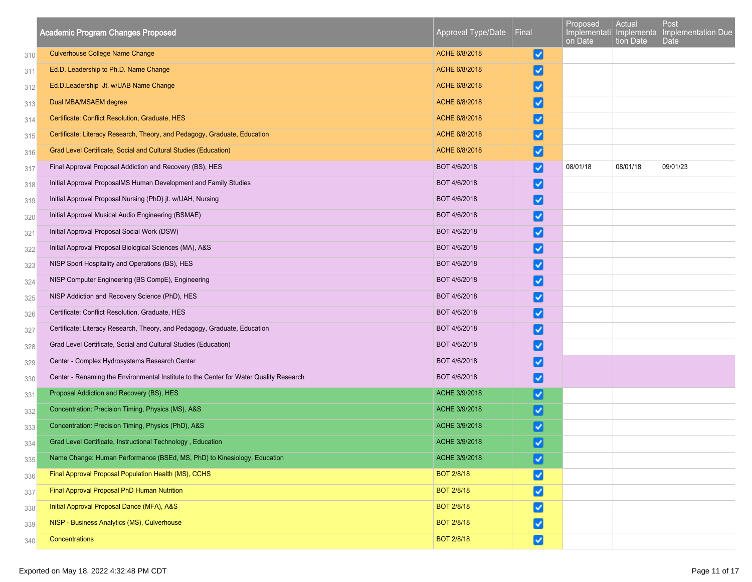| | Academic Program Changes Proposed | Approval Type/Date | Final | Proposed Implementation Date | Actual Implementation Date | Post Implementation Due Date |
|---|---|---|---|---|---|---|
| 310 | Culverhouse College Name Change | ACHE 6/8/2018 | ☑ | | | |
| 311 | Ed.D. Leadership to Ph.D. Name Change | ACHE 6/8/2018 | ☑ | | | |
| 312 | Ed.D.Leadership Jt. w/UAB Name Change | ACHE 6/8/2018 | ☑ | | | |
| 313 | Dual MBA/MSAEM degree | ACHE 6/8/2018 | ☑ | | | |
| 314 | Certificate: Conflict Resolution, Graduate, HES | ACHE 6/8/2018 | ☑ | | | |
| 315 | Certificate: Literacy Research, Theory, and Pedagogy, Graduate, Education | ACHE 6/8/2018 | ☑ | | | |
| 316 | Grad Level Certificate, Social and Cultural Studies (Education) | ACHE 6/8/2018 | ☑ | | | |
| 317 | Final Approval Proposal Addiction and Recovery (BS), HES | BOT 4/6/2018 | ☑ | 08/01/18 | 08/01/18 | 09/01/23 |
| 318 | Initial Approval ProposalMS Human Development and Family Studies | BOT 4/6/2018 | ☑ | | | |
| 319 | Initial Approval Proposal Nursing (PhD) jt. w/UAH, Nursing | BOT 4/6/2018 | ☑ | | | |
| 320 | Initial Approval Musical Audio Engineering (BSMAE) | BOT 4/6/2018 | ☑ | | | |
| 321 | Initial Approval Proposal Social Work (DSW) | BOT 4/6/2018 | ☑ | | | |
| 322 | Initial Approval Proposal Biological Sciences (MA), A&S | BOT 4/6/2018 | ☑ | | | |
| 323 | NISP Sport Hospitality and Operations (BS), HES | BOT 4/6/2018 | ☑ | | | |
| 324 | NISP Computer Engineering (BS CompE), Engineering | BOT 4/6/2018 | ☑ | | | |
| 325 | NISP Addiction and Recovery Science (PhD), HES | BOT 4/6/2018 | ☑ | | | |
| 326 | Certificate: Conflict Resolution, Graduate, HES | BOT 4/6/2018 | ☑ | | | |
| 327 | Certificate: Literacy Research, Theory, and Pedagogy, Graduate, Education | BOT 4/6/2018 | ☑ | | | |
| 328 | Grad Level Certificate, Social and Cultural Studies (Education) | BOT 4/6/2018 | ☑ | | | |
| 329 | Center - Complex Hydrosystems Research Center | BOT 4/6/2018 | ☑ | | | |
| 330 | Center - Renaming the Environmental Institute to the Center for Water Quality Research | BOT 4/6/2018 | ☑ | | | |
| 331 | Proposal Addiction and Recovery (BS), HES | ACHE 3/9/2018 | ☑ | | | |
| 332 | Concentration: Precision Timing, Physics (MS), A&S | ACHE 3/9/2018 | ☑ | | | |
| 333 | Concentration: Precision Timing, Physics (PhD), A&S | ACHE 3/9/2018 | ☑ | | | |
| 334 | Grad Level Certificate, Instructional Technology , Education | ACHE 3/9/2018 | ☑ | | | |
| 335 | Name Change: Human Performance (BSEd, MS, PhD) to Kinesiology, Education | ACHE 3/9/2018 | ☑ | | | |
| 336 | Final Approval Proposal Population Health (MS), CCHS | BOT 2/8/18 | ☑ | | | |
| 337 | Final Approval Proposal PhD Human Nutrition | BOT 2/8/18 | ☑ | | | |
| 338 | Initial Approval Proposal Dance (MFA), A&S | BOT 2/8/18 | ☑ | | | |
| 339 | NISP - Business Analytics (MS), Culverhouse | BOT 2/8/18 | ☑ | | | |
| 340 | Concentrations | BOT 2/8/18 | ☑ | | | |

Exported on May 18, 2022 4:32:48 PM CDT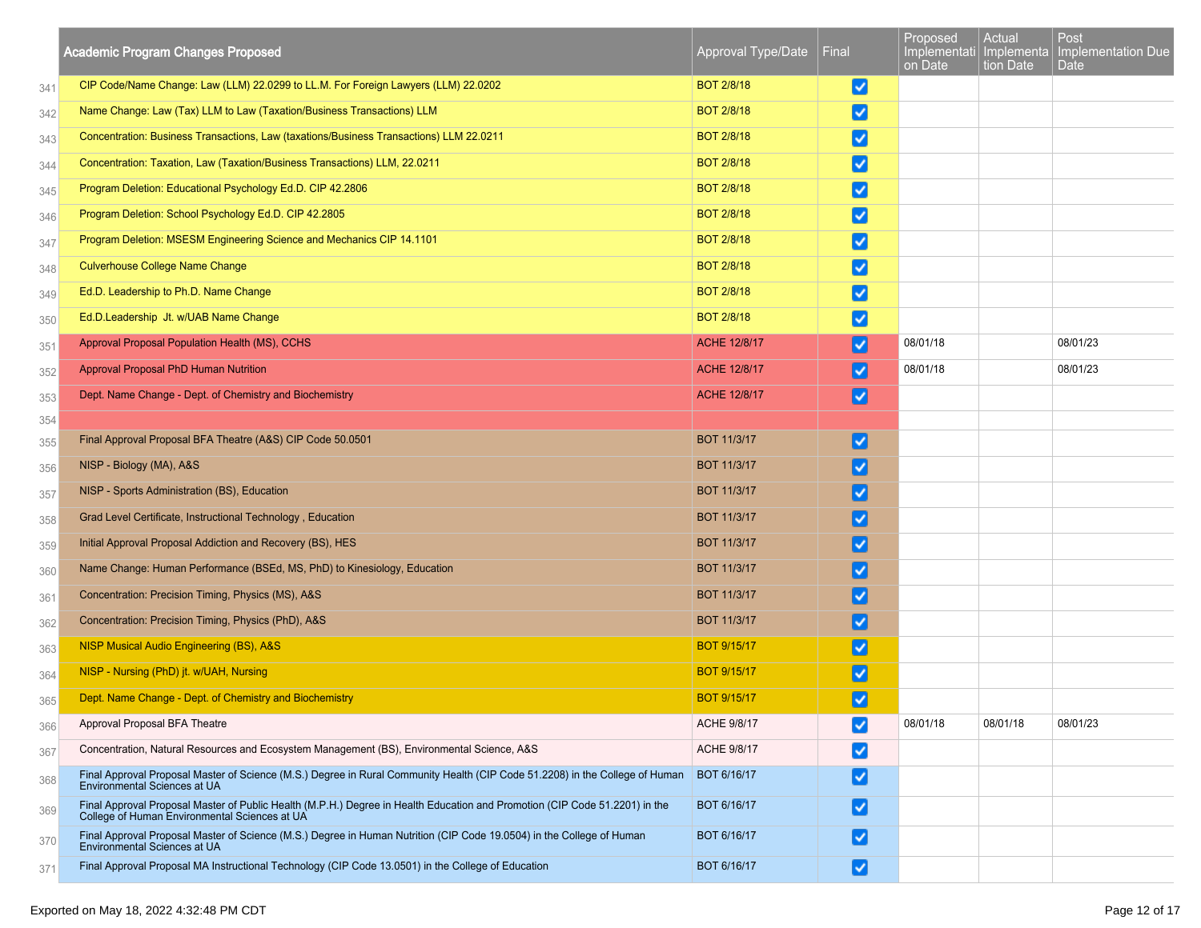| | Academic Program Changes Proposed | Approval Type/Date | Final | Proposed Implementation Date | Actual Implementation Date | Post Implementation Due Date |
|---|---|---|---|---|---|---|
| 341 | CIP Code/Name Change: Law (LLM) 22.0299 to LL.M. For Foreign Lawyers (LLM) 22.0202 | BOT 2/8/18 | ☑ | | | |
| 342 | Name Change: Law (Tax) LLM to Law (Taxation/Business Transactions) LLM | BOT 2/8/18 | ☑ | | | |
| 343 | Concentration: Business Transactions, Law (taxations/Business Transactions) LLM 22.0211 | BOT 2/8/18 | ☑ | | | |
| 344 | Concentration: Taxation, Law (Taxation/Business Transactions) LLM, 22.0211 | BOT 2/8/18 | ☑ | | | |
| 345 | Program Deletion: Educational Psychology Ed.D. CIP 42.2806 | BOT 2/8/18 | ☑ | | | |
| 346 | Program Deletion: School Psychology Ed.D. CIP 42.2805 | BOT 2/8/18 | ☑ | | | |
| 347 | Program Deletion: MSESM Engineering Science and Mechanics CIP 14.1101 | BOT 2/8/18 | ☑ | | | |
| 348 | Culverhouse College Name Change | BOT 2/8/18 | ☑ | | | |
| 349 | Ed.D. Leadership to Ph.D. Name Change | BOT 2/8/18 | ☑ | | | |
| 350 | Ed.D.Leadership Jt. w/UAB Name Change | BOT 2/8/18 | ☑ | | | |
| 351 | Approval Proposal Population Health (MS), CCHS | ACHE 12/8/17 | ☑ | 08/01/18 | | 08/01/23 |
| 352 | Approval Proposal PhD Human Nutrition | ACHE 12/8/17 | ☑ | 08/01/18 | | 08/01/23 |
| 353 | Dept. Name Change - Dept. of Chemistry and Biochemistry | ACHE 12/8/17 | ☑ | | | |
| 354 | | | | | | |
| 355 | Final Approval Proposal BFA Theatre (A&S) CIP Code 50.0501 | BOT 11/3/17 | ☑ | | | |
| 356 | NISP - Biology (MA), A&S | BOT 11/3/17 | ☑ | | | |
| 357 | NISP - Sports Administration (BS), Education | BOT 11/3/17 | ☑ | | | |
| 358 | Grad Level Certificate, Instructional Technology , Education | BOT 11/3/17 | ☑ | | | |
| 359 | Initial Approval Proposal Addiction and Recovery (BS), HES | BOT 11/3/17 | ☑ | | | |
| 360 | Name Change: Human Performance (BSEd, MS, PhD) to Kinesiology, Education | BOT 11/3/17 | ☑ | | | |
| 361 | Concentration: Precision Timing, Physics (MS), A&S | BOT 11/3/17 | ☑ | | | |
| 362 | Concentration: Precision Timing, Physics (PhD), A&S | BOT 11/3/17 | ☑ | | | |
| 363 | NISP Musical Audio Engineering (BS), A&S | BOT 9/15/17 | ☑ | | | |
| 364 | NISP - Nursing (PhD) jt. w/UAH, Nursing | BOT 9/15/17 | ☑ | | | |
| 365 | Dept. Name Change - Dept. of Chemistry and Biochemistry | BOT 9/15/17 | ☑ | | | |
| 366 | Approval Proposal BFA Theatre | ACHE 9/8/17 | ☑ | 08/01/18 | 08/01/18 | 08/01/23 |
| 367 | Concentration, Natural Resources and Ecosystem Management (BS), Environmental Science, A&S | ACHE 9/8/17 | ☑ | | | |
| 368 | Final Approval Proposal Master of Science (M.S.) Degree in Rural Community Health (CIP Code 51.2208) in the College of Human Environmental Sciences at UA | BOT 6/16/17 | ☑ | | | |
| 369 | Final Approval Proposal Master of Public Health (M.P.H.) Degree in Health Education and Promotion (CIP Code 51.2201) in the College of Human Environmental Sciences at UA | BOT 6/16/17 | ☑ | | | |
| 370 | Final Approval Proposal Master of Science (M.S.) Degree in Human Nutrition (CIP Code 19.0504) in the College of Human Environmental Sciences at UA | BOT 6/16/17 | ☑ | | | |
| 371 | Final Approval Proposal MA Instructional Technology (CIP Code 13.0501) in the College of Education | BOT 6/16/17 | ☑ | | | |

Exported on May 18, 2022 4:32:48 PM CDT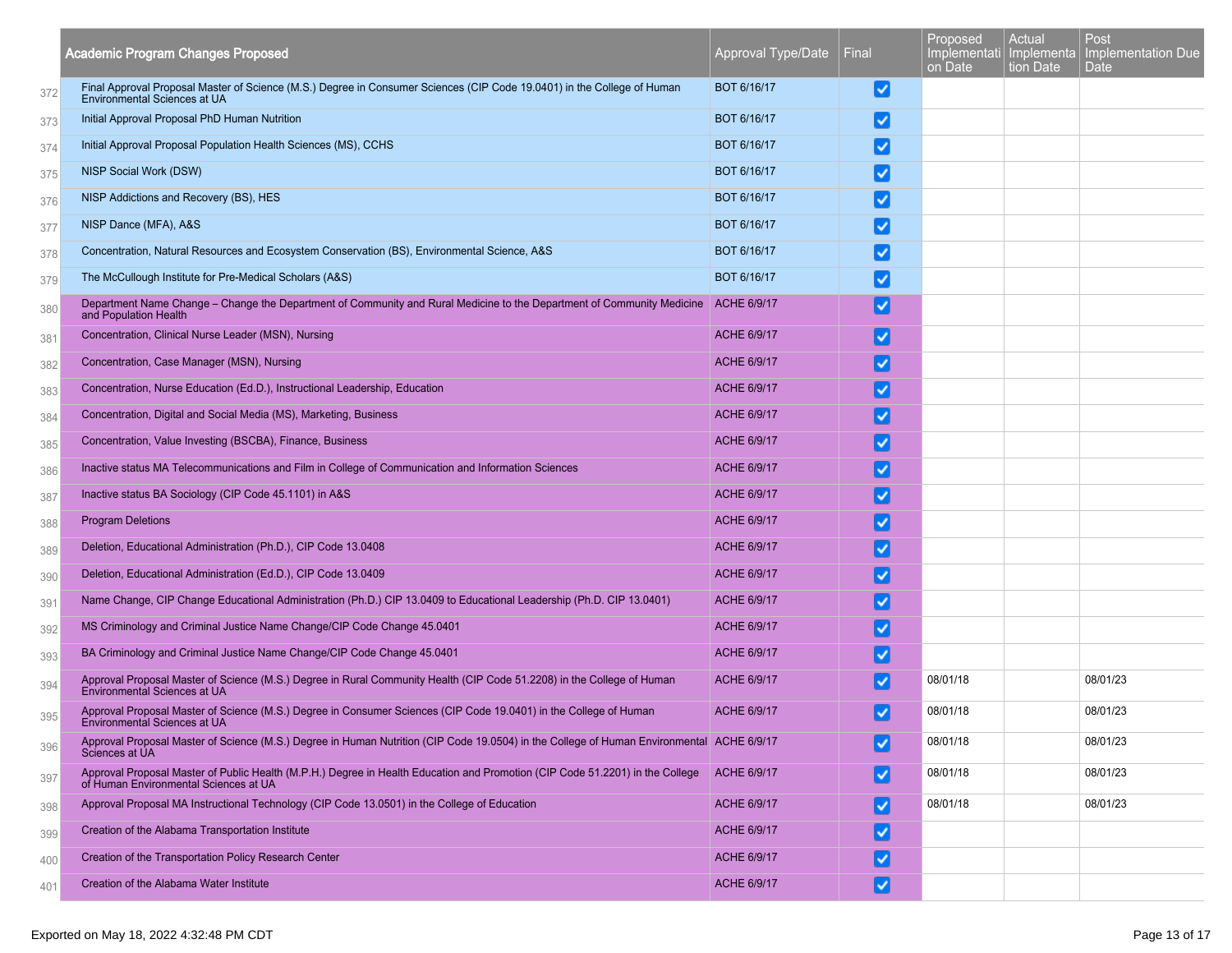| | Academic Program Changes Proposed | Approval Type/Date | Final | Proposed Implementation Date | Actual Implementation Date | Post Implementation Due Date |
|---|---|---|---|---|---|---|
| 372 | Final Approval Proposal Master of Science (M.S.) Degree in Consumer Sciences (CIP Code 19.0401) in the College of Human Environmental Sciences at UA | BOT 6/16/17 | ☑ | | | |
| 373 | Initial Approval Proposal PhD Human Nutrition | BOT 6/16/17 | ☑ | | | |
| 374 | Initial Approval Proposal Population Health Sciences (MS), CCHS | BOT 6/16/17 | ☑ | | | |
| 375 | NISP Social Work (DSW) | BOT 6/16/17 | ☑ | | | |
| 376 | NISP Addictions and Recovery (BS), HES | BOT 6/16/17 | ☑ | | | |
| 377 | NISP Dance (MFA), A&S | BOT 6/16/17 | ☑ | | | |
| 378 | Concentration, Natural Resources and Ecosystem Conservation (BS), Environmental Science, A&S | BOT 6/16/17 | ☑ | | | |
| 379 | The McCullough Institute for Pre-Medical Scholars (A&S) | BOT 6/16/17 | ☑ | | | |
| 380 | Department Name Change – Change the Department of Community and Rural Medicine to the Department of Community Medicine and Population Health | ACHE 6/9/17 | ☑ | | | |
| 381 | Concentration, Clinical Nurse Leader (MSN), Nursing | ACHE 6/9/17 | ☑ | | | |
| 382 | Concentration, Case Manager (MSN), Nursing | ACHE 6/9/17 | ☑ | | | |
| 383 | Concentration, Nurse Education (Ed.D.), Instructional Leadership, Education | ACHE 6/9/17 | ☑ | | | |
| 384 | Concentration, Digital and Social Media (MS), Marketing, Business | ACHE 6/9/17 | ☑ | | | |
| 385 | Concentration, Value Investing (BSCBA), Finance, Business | ACHE 6/9/17 | ☑ | | | |
| 386 | Inactive status MA Telecommunications and Film in College of Communication and Information Sciences | ACHE 6/9/17 | ☑ | | | |
| 387 | Inactive status BA Sociology (CIP Code 45.1101) in A&S | ACHE 6/9/17 | ☑ | | | |
| 388 | Program Deletions | ACHE 6/9/17 | ☑ | | | |
| 389 | Deletion, Educational Administration (Ph.D.), CIP Code 13.0408 | ACHE 6/9/17 | ☑ | | | |
| 390 | Deletion, Educational Administration (Ed.D.), CIP Code 13.0409 | ACHE 6/9/17 | ☑ | | | |
| 391 | Name Change, CIP Change Educational Administration (Ph.D.) CIP 13.0409 to Educational Leadership (Ph.D. CIP 13.0401) | ACHE 6/9/17 | ☑ | | | |
| 392 | MS Criminology and Criminal Justice Name Change/CIP Code Change 45.0401 | ACHE 6/9/17 | ☑ | | | |
| 393 | BA Criminology and Criminal Justice Name Change/CIP Code Change 45.0401 | ACHE 6/9/17 | ☑ | | | |
| 394 | Approval Proposal Master of Science (M.S.) Degree in Rural Community Health (CIP Code 51.2208) in the College of Human Environmental Sciences at UA | ACHE 6/9/17 | ☑ | 08/01/18 | | 08/01/23 |
| 395 | Approval Proposal Master of Science (M.S.) Degree in Consumer Sciences (CIP Code 19.0401) in the College of Human Environmental Sciences at UA | ACHE 6/9/17 | ☑ | 08/01/18 | | 08/01/23 |
| 396 | Approval Proposal Master of Science (M.S.) Degree in Human Nutrition (CIP Code 19.0504) in the College of Human Environmental Sciences at UA | ACHE 6/9/17 | ☑ | 08/01/18 | | 08/01/23 |
| 397 | Approval Proposal Master of Public Health (M.P.H.) Degree in Health Education and Promotion (CIP Code 51.2201) in the College of Human Environmental Sciences at UA | ACHE 6/9/17 | ☑ | 08/01/18 | | 08/01/23 |
| 398 | Approval Proposal MA Instructional Technology (CIP Code 13.0501) in the College of Education | ACHE 6/9/17 | ☑ | 08/01/18 | | 08/01/23 |
| 399 | Creation of the Alabama Transportation Institute | ACHE 6/9/17 | ☑ | | | |
| 400 | Creation of the Transportation Policy Research Center | ACHE 6/9/17 | ☑ | | | |
| 401 | Creation of the Alabama Water Institute | ACHE 6/9/17 | ☑ | | | |

Exported on May 18, 2022 4:32:48 PM CDT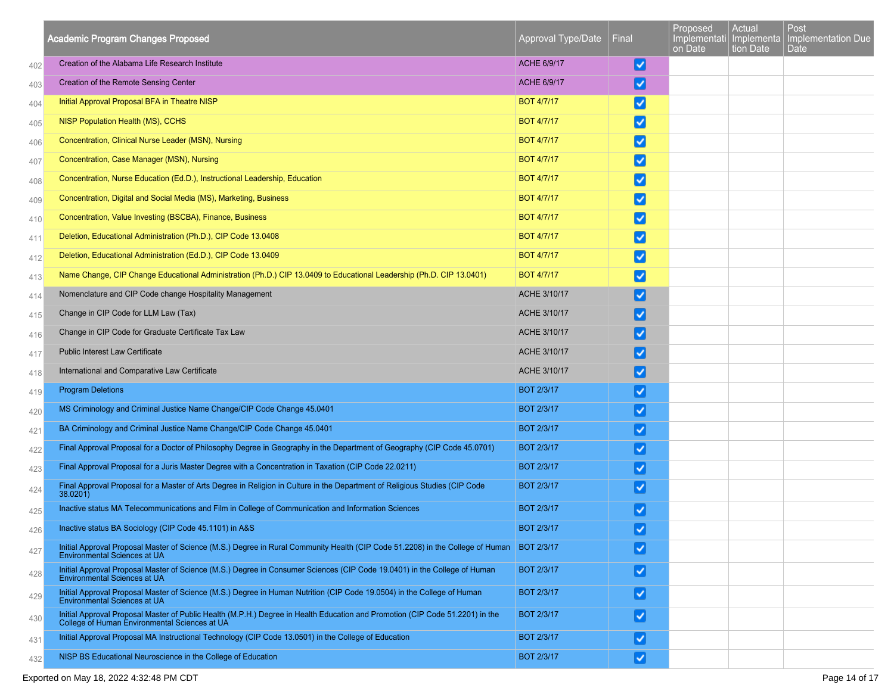| | Academic Program Changes Proposed | Approval Type/Date | Final | Proposed Implementation Date | Actual Implementation Date | Post Implementation Due Date |
|---|---|---|---|---|---|---|
| 402 | Creation of the Alabama Life Research Institute | ACHE 6/9/17 | ☑ | | | |
| 403 | Creation of the Remote Sensing Center | ACHE 6/9/17 | ☑ | | | |
| 404 | Initial Approval Proposal BFA in Theatre NISP | BOT 4/7/17 | ☑ | | | |
| 405 | NISP Population Health (MS), CCHS | BOT 4/7/17 | ☑ | | | |
| 406 | Concentration, Clinical Nurse Leader (MSN), Nursing | BOT 4/7/17 | ☑ | | | |
| 407 | Concentration, Case Manager (MSN), Nursing | BOT 4/7/17 | ☑ | | | |
| 408 | Concentration, Nurse Education (Ed.D.), Instructional Leadership, Education | BOT 4/7/17 | ☑ | | | |
| 409 | Concentration, Digital and Social Media (MS), Marketing, Business | BOT 4/7/17 | ☑ | | | |
| 410 | Concentration, Value Investing (BSCBA), Finance, Business | BOT 4/7/17 | ☑ | | | |
| 411 | Deletion, Educational Administration (Ph.D.), CIP Code 13.0408 | BOT 4/7/17 | ☑ | | | |
| 412 | Deletion, Educational Administration (Ed.D.), CIP Code 13.0409 | BOT 4/7/17 | ☑ | | | |
| 413 | Name Change, CIP Change Educational Administration (Ph.D.) CIP 13.0409 to Educational Leadership (Ph.D. CIP 13.0401) | BOT 4/7/17 | ☑ | | | |
| 414 | Nomenclature and CIP Code change Hospitality Management | ACHE 3/10/17 | ☑ | | | |
| 415 | Change in CIP Code for LLM Law (Tax) | ACHE 3/10/17 | ☑ | | | |
| 416 | Change in CIP Code for Graduate Certificate Tax Law | ACHE 3/10/17 | ☑ | | | |
| 417 | Public Interest Law Certificate | ACHE 3/10/17 | ☑ | | | |
| 418 | International and Comparative Law Certificate | ACHE 3/10/17 | ☑ | | | |
| 419 | Program Deletions | BOT 2/3/17 | ☑ | | | |
| 420 | MS Criminology and Criminal Justice Name Change/CIP Code Change 45.0401 | BOT 2/3/17 | ☑ | | | |
| 421 | BA Criminology and Criminal Justice Name Change/CIP Code Change 45.0401 | BOT 2/3/17 | ☑ | | | |
| 422 | Final Approval Proposal for a Doctor of Philosophy Degree in Geography in the Department of Geography (CIP Code 45.0701) | BOT 2/3/17 | ☑ | | | |
| 423 | Final Approval Proposal for a Juris Master Degree with a Concentration in Taxation (CIP Code 22.0211) | BOT 2/3/17 | ☑ | | | |
| 424 | Final Approval Proposal for a Master of Arts Degree in Religion in Culture in the Department of Religious Studies (CIP Code 38.0201) | BOT 2/3/17 | ☑ | | | |
| 425 | Inactive status MA Telecommunications and Film in College of Communication and Information Sciences | BOT 2/3/17 | ☑ | | | |
| 426 | Inactive status BA Sociology (CIP Code 45.1101) in A&S | BOT 2/3/17 | ☑ | | | |
| 427 | Initial Approval Proposal Master of Science (M.S.) Degree in Rural Community Health (CIP Code 51.2208) in the College of Human Environmental Sciences at UA | BOT 2/3/17 | ☑ | | | |
| 428 | Initial Approval Proposal Master of Science (M.S.) Degree in Consumer Sciences (CIP Code 19.0401) in the College of Human Environmental Sciences at UA | BOT 2/3/17 | ☑ | | | |
| 429 | Initial Approval Proposal Master of Science (M.S.) Degree in Human Nutrition (CIP Code 19.0504) in the College of Human Environmental Sciences at UA | BOT 2/3/17 | ☑ | | | |
| 430 | Initial Approval Proposal Master of Public Health (M.P.H.) Degree in Health Education and Promotion (CIP Code 51.2201) in the College of Human Environmental Sciences at UA | BOT 2/3/17 | ☑ | | | |
| 431 | Initial Approval Proposal MA Instructional Technology (CIP Code 13.0501) in the College of Education | BOT 2/3/17 | ☑ | | | |
| 432 | NISP BS Educational Neuroscience in the College of Education | BOT 2/3/17 | ☑ | | | |

Exported on May 18, 2022 4:32:48 PM CDT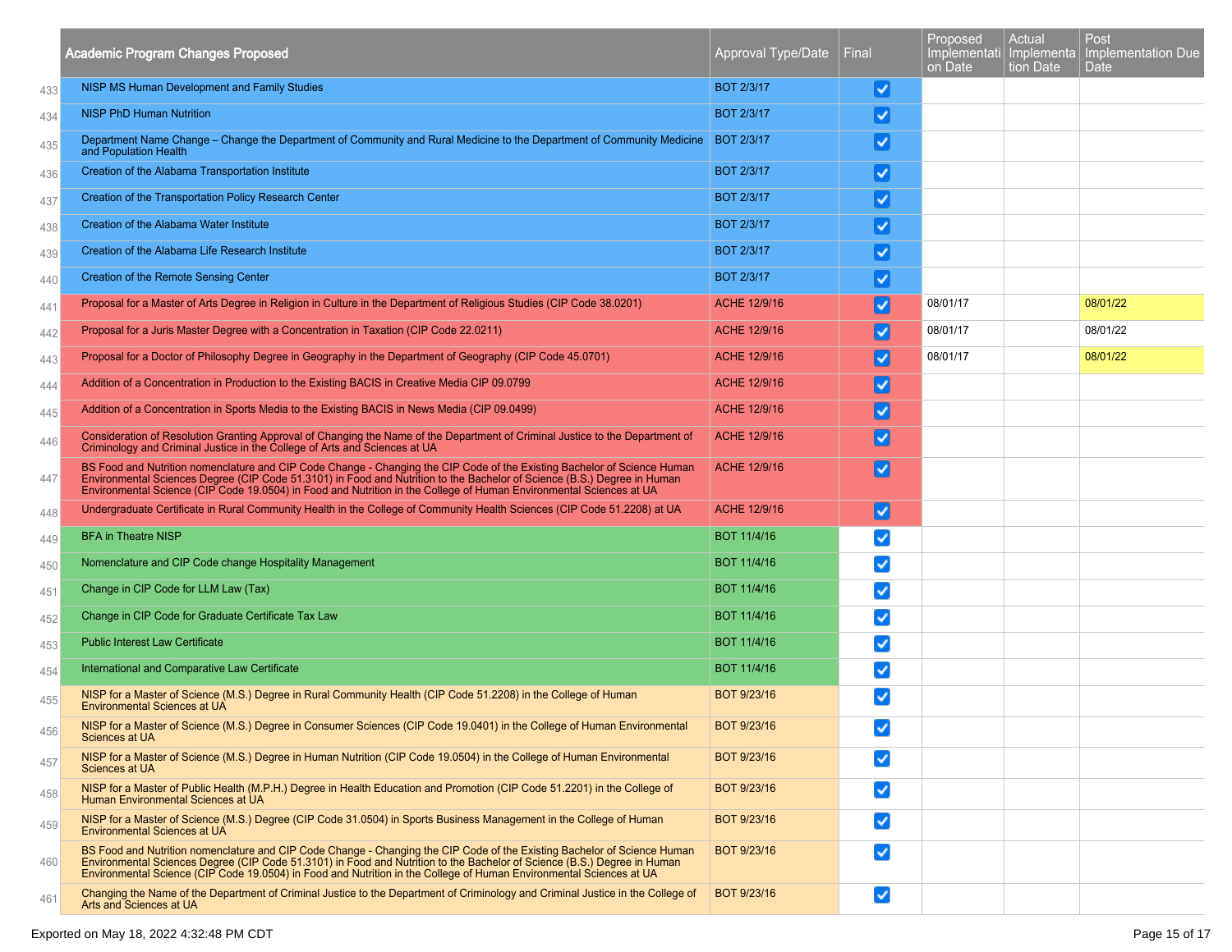| | Academic Program Changes Proposed | Approval Type/Date | Final | Proposed Implementation Date | Actual Implementation Date | Post Implementation Due Date |
|---|---|---|---|---|---|---|
| 433 | NISP MS Human Development and Family Studies | BOT 2/3/17 | ☑ | | | |
| 434 | NISP PhD Human Nutrition | BOT 2/3/17 | ☑ | | | |
| 435 | Department Name Change – Change the Department of Community and Rural Medicine to the Department of Community Medicine and Population Health | BOT 2/3/17 | ☑ | | | |
| 436 | Creation of the Alabama Transportation Institute | BOT 2/3/17 | ☑ | | | |
| 437 | Creation of the Transportation Policy Research Center | BOT 2/3/17 | ☑ | | | |
| 438 | Creation of the Alabama Water Institute | BOT 2/3/17 | ☑ | | | |
| 439 | Creation of the Alabama Life Research Institute | BOT 2/3/17 | ☑ | | | |
| 440 | Creation of the Remote Sensing Center | BOT 2/3/17 | ☑ | | | |
| 441 | Proposal for a Master of Arts Degree in Religion in Culture in the Department of Religious Studies (CIP Code 38.0201) | ACHE 12/9/16 | ☑ | 08/01/17 | | 08/01/22 |
| 442 | Proposal for a Juris Master Degree with a Concentration in Taxation (CIP Code 22.0211) | ACHE 12/9/16 | ☑ | 08/01/17 | | 08/01/22 |
| 443 | Proposal for a Doctor of Philosophy Degree in Geography in the Department of Geography (CIP Code 45.0701) | ACHE 12/9/16 | ☑ | 08/01/17 | | 08/01/22 |
| 444 | Addition of a Concentration in Production to the Existing BACIS in Creative Media CIP 09.0799 | ACHE 12/9/16 | ☑ | | | |
| 445 | Addition of a Concentration in Sports Media to the Existing BACIS in News Media (CIP 09.0499) | ACHE 12/9/16 | ☑ | | | |
| 446 | Consideration of Resolution Granting Approval of Changing the Name of the Department of Criminal Justice to the Department of Criminology and Criminal Justice in the College of Arts and Sciences at UA | ACHE 12/9/16 | ☑ | | | |
| 447 | BS Food and Nutrition nomenclature and CIP Code Change - Changing the CIP Code of the Existing Bachelor of Science Human Environmental Sciences Degree (CIP Code 51.3101) in Food and Nutrition to the Bachelor of Science (B.S.) Degree in Human Environmental Science (CIP Code 19.0504) in Food and Nutrition in the College of Human Environmental Sciences at UA | ACHE 12/9/16 | ☑ | | | |
| 448 | Undergraduate Certificate in Rural Community Health in the College of Community Health Sciences (CIP Code 51.2208) at UA | ACHE 12/9/16 | ☑ | | | |
| 449 | BFA in Theatre NISP | BOT 11/4/16 | ☑ | | | |
| 450 | Nomenclature and CIP Code change Hospitality Management | BOT 11/4/16 | ☑ | | | |
| 451 | Change in CIP Code for LLM Law (Tax) | BOT 11/4/16 | ☑ | | | |
| 452 | Change in CIP Code for Graduate Certificate Tax Law | BOT 11/4/16 | ☑ | | | |
| 453 | Public Interest Law Certificate | BOT 11/4/16 | ☑ | | | |
| 454 | International and Comparative Law Certificate | BOT 11/4/16 | ☑ | | | |
| 455 | NISP for a Master of Science (M.S.) Degree in Rural Community Health (CIP Code 51.2208) in the College of Human Environmental Sciences at UA | BOT 9/23/16 | ☑ | | | |
| 456 | NISP for a Master of Science (M.S.) Degree in Consumer Sciences (CIP Code 19.0401) in the College of Human Environmental Sciences at UA | BOT 9/23/16 | ☑ | | | |
| 457 | NISP for a Master of Science (M.S.) Degree in Human Nutrition (CIP Code 19.0504) in the College of Human Environmental Sciences at UA | BOT 9/23/16 | ☑ | | | |
| 458 | NISP for a Master of Public Health (M.P.H.) Degree in Health Education and Promotion (CIP Code 51.2201) in the College of Human Environmental Sciences at UA | BOT 9/23/16 | ☑ | | | |
| 459 | NISP for a Master of Science (M.S.) Degree (CIP Code 31.0504) in Sports Business Management in the College of Human Environmental Sciences at UA | BOT 9/23/16 | ☑ | | | |
| 460 | BS Food and Nutrition nomenclature and CIP Code Change - Changing the CIP Code of the Existing Bachelor of Science Human Environmental Sciences Degree (CIP Code 51.3101) in Food and Nutrition to the Bachelor of Science (B.S.) Degree in Human Environmental Science (CIP Code 19.0504) in Food and Nutrition in the College of Human Environmental Sciences at UA | BOT 9/23/16 | ☑ | | | |
| 461 | Changing the Name of the Department of Criminal Justice to the Department of Criminology and Criminal Justice in the College of Arts and Sciences at UA | BOT 9/23/16 | ☑ | | | |

Exported on May 18, 2022 4:32:48 PM CDT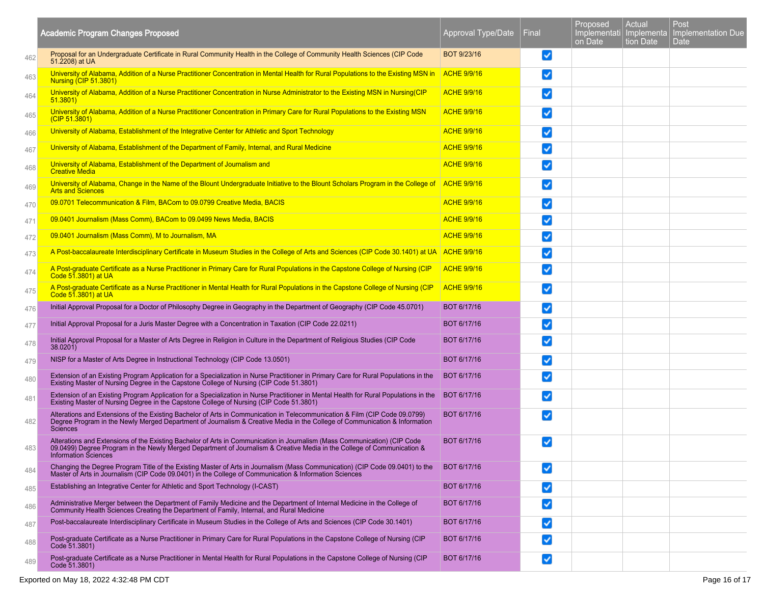| | Academic Program Changes Proposed | Approval Type/Date | Final | Proposed Implementation Date | Actual Implementation Date | Post Implementation Due Date |
|---|---|---|---|---|---|---|
| 462 | Proposal for an Undergraduate Certificate in Rural Community Health in the College of Community Health Sciences (CIP Code 51.2208) at UA | BOT 9/23/16 | ☑ | | | |
| 463 | University of Alabama, Addition of a Nurse Practitioner Concentration in Mental Health for Rural Populations to the Existing MSN in Nursing (CIP 51.3801) | ACHE 9/9/16 | ☑ | | | |
| 464 | University of Alabama, Addition of a Nurse Practitioner Concentration in Nurse Administrator to the Existing MSN in Nursing(CIP 51.3801) | ACHE 9/9/16 | ☑ | | | |
| 465 | University of Alabama, Addition of a Nurse Practitioner Concentration in Primary Care for Rural Populations to the Existing MSN (CIP 51.3801) | ACHE 9/9/16 | ☑ | | | |
| 466 | University of Alabama, Establishment of the Integrative Center for Athletic and Sport Technology | ACHE 9/9/16 | ☑ | | | |
| 467 | University of Alabama, Establishment of the Department of Family, Internal, and Rural Medicine | ACHE 9/9/16 | ☑ | | | |
| 468 | University of Alabama, Establishment of the Department of Journalism and Creative Media | ACHE 9/9/16 | ☑ | | | |
| 469 | University of Alabama, Change in the Name of the Blount Undergraduate Initiative to the Blount Scholars Program in the College of Arts and Sciences | ACHE 9/9/16 | ☑ | | | |
| 470 | 09.0701 Telecommunication & Film, BACom to 09.0799 Creative Media, BACIS | ACHE 9/9/16 | ☑ | | | |
| 471 | 09.0401 Journalism (Mass Comm), BACom to 09.0499 News Media, BACIS | ACHE 9/9/16 | ☑ | | | |
| 472 | 09.0401 Journalism (Mass Comm), M to Journalism, MA | ACHE 9/9/16 | ☑ | | | |
| 473 | A Post-baccalaureate Interdisciplinary Certificate in Museum Studies in the College of Arts and Sciences (CIP Code 30.1401) at UA | ACHE 9/9/16 | ☑ | | | |
| 474 | A Post-graduate Certificate as a Nurse Practitioner in Primary Care for Rural Populations in the Capstone College of Nursing (CIP Code 51.3801) at UA | ACHE 9/9/16 | ☑ | | | |
| 475 | A Post-graduate Certificate as a Nurse Practitioner in Mental Health for Rural Populations in the Capstone College of Nursing (CIP Code 51.3801) at UA | ACHE 9/9/16 | ☑ | | | |
| 476 | Initial Approval Proposal for a Doctor of Philosophy Degree in Geography in the Department of Geography (CIP Code 45.0701) | BOT 6/17/16 | ☑ | | | |
| 477 | Initial Approval Proposal for a Juris Master Degree with a Concentration in Taxation (CIP Code 22.0211) | BOT 6/17/16 | ☑ | | | |
| 478 | Initial Approval Proposal for a Master of Arts Degree in Religion in Culture in the Department of Religious Studies (CIP Code 38.0201) | BOT 6/17/16 | ☑ | | | |
| 479 | NISP for a Master of Arts Degree in Instructional Technology (CIP Code 13.0501) | BOT 6/17/16 | ☑ | | | |
| 480 | Extension of an Existing Program Application for a Specialization in Nurse Practitioner in Primary Care for Rural Populations in the Existing Master of Nursing Degree in the Capstone College of Nursing (CIP Code 51.3801) | BOT 6/17/16 | ☑ | | | |
| 481 | Extension of an Existing Program Application for a Specialization in Nurse Practitioner in Mental Health for Rural Populations in the Existing Master of Nursing Degree in the Capstone College of Nursing (CIP Code 51.3801) | BOT 6/17/16 | ☑ | | | |
| 482 | Alterations and Extensions of the Existing Bachelor of Arts in Communication in Telecommunication & Film (CIP Code 09.0799) Degree Program in the Newly Merged Department of Journalism & Creative Media in the College of Communication & Information Sciences | BOT 6/17/16 | ☑ | | | |
| 483 | Alterations and Extensions of the Existing Bachelor of Arts in Communication in Journalism (Mass Communication) (CIP Code 09.0499) Degree Program in the Newly Merged Department of Journalism & Creative Media in the College of Communication & Information Sciences | BOT 6/17/16 | ☑ | | | |
| 484 | Changing the Degree Program Title of the Existing Master of Arts in Journalism (Mass Communication) (CIP Code 09.0401) to the Master of Arts in Journalism (CIP Code 09.0401) in the College of Communication & Information Sciences | BOT 6/17/16 | ☑ | | | |
| 485 | Establishing an Integrative Center for Athletic and Sport Technology (I-CAST) | BOT 6/17/16 | ☑ | | | |
| 486 | Administrative Merger between the Department of Family Medicine and the Department of Internal Medicine in the College of Community Health Sciences Creating the Department of Family, Internal, and Rural Medicine | BOT 6/17/16 | ☑ | | | |
| 487 | Post-baccalaureate Interdisciplinary Certificate in Museum Studies in the College of Arts and Sciences (CIP Code 30.1401) | BOT 6/17/16 | ☑ | | | |
| 488 | Post-graduate Certificate as a Nurse Practitioner in Primary Care for Rural Populations in the Capstone College of Nursing (CIP Code 51.3801) | BOT 6/17/16 | ☑ | | | |
| 489 | Post-graduate Certificate as a Nurse Practitioner in Mental Health for Rural Populations in the Capstone College of Nursing (CIP Code 51.3801) | BOT 6/17/16 | ☑ | | | |

Exported on May 18, 2022 4:32:48 PM CDT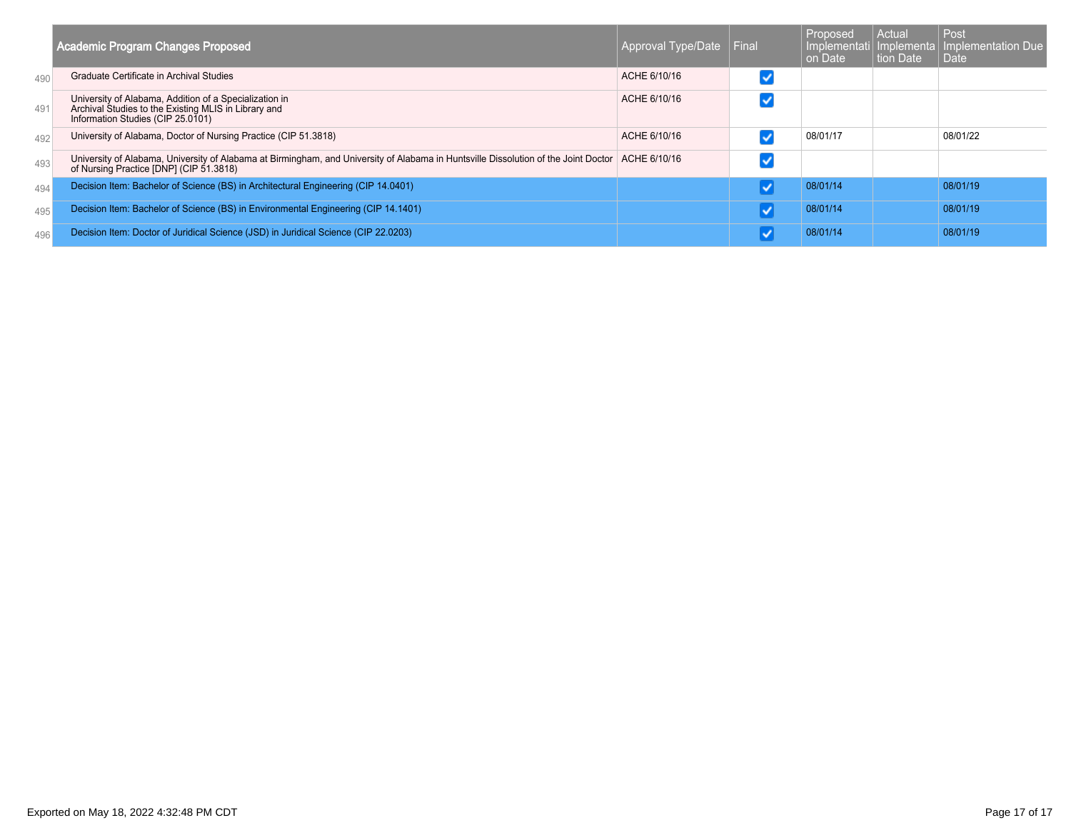| | Academic Program Changes Proposed | Approval Type/Date | Final | Proposed Implementation Date | Actual Implementation Date | Post Implementation Due Date |
|---|---|---|---|---|---|---|
| 490 | Graduate Certificate in Archival Studies | ACHE 6/10/16 | ☑ | | | |
| 491 | University of Alabama, Addition of a Specialization in Archival Studies to the Existing MLIS in Library and Information Studies (CIP 25.0101) | ACHE 6/10/16 | ☑ | | | |
| 492 | University of Alabama, Doctor of Nursing Practice (CIP 51.3818) | ACHE 6/10/16 | ☑ | 08/01/17 | | 08/01/22 |
| 493 | University of Alabama, University of Alabama at Birmingham, and University of Alabama in Huntsville Dissolution of the Joint Doctor of Nursing Practice [DNP] (CIP 51.3818) | ACHE 6/10/16 | ☑ | | | |
| 494 | Decision Item: Bachelor of Science (BS) in Architectural Engineering (CIP 14.0401) | | ☑ | 08/01/14 | | 08/01/19 |
| 495 | Decision Item: Bachelor of Science (BS) in Environmental Engineering (CIP 14.1401) | | ☑ | 08/01/14 | | 08/01/19 |
| 496 | Decision Item: Doctor of Juridical Science (JSD) in Juridical Science (CIP 22.0203) | | ☑ | 08/01/14 | | 08/01/19 |

Exported on May 18, 2022 4:32:48 PM CDT